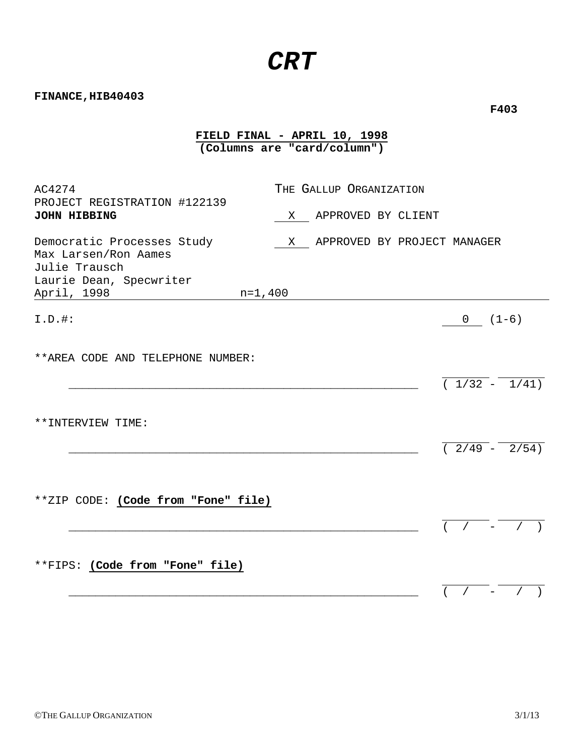# *CRT*

**FINANCE,HIB40403**

**F403**

**FIELD FINAL - APRIL 10, 1998**
**(Columns are "card/column")**

AC4274
PROJECT REGISTRATION #122139
**JOHN HIBBING**

THE GALLUP ORGANIZATION

\_\_X\_\_ APPROVED BY CLIENT

\_\_X\_\_ APPROVED BY PROJECT MANAGER

Democratic Processes Study
Max Larsen/Ron Aames
Julie Trausch
Laurie Dean, Specwriter
April, 1998 n=1,400

I.D.#: \_\_0\_\_ (1-6)

**AREA CODE AND TELEPHONE NUMBER:

\_\_\_\_\_\_\_\_\_\_\_\_\_\_\_\_\_\_\_\_\_\_\_\_\_\_\_\_\_\_\_\_\_\_\_\_\_\_\_\_\_\_\_\_\_\_\_\_\_\_ ( 1/32 - 1/41)

**INTERVIEW TIME:

\_\_\_\_\_\_\_\_\_\_\_\_\_\_\_\_\_\_\_\_\_\_\_\_\_\_\_\_\_\_\_\_\_\_\_\_\_\_\_\_\_\_\_\_\_\_\_\_\_\_ ( 2/49 - 2/54)

**ZIP CODE: **(Code from "Fone" file)**

\_\_\_\_\_\_\_\_\_\_\_\_\_\_\_\_\_\_\_\_\_\_\_\_\_\_\_\_\_\_\_\_\_\_\_\_\_\_\_\_\_\_\_\_\_\_\_\_\_\_ ( / - / )

**FIPS: **(Code from "Fone" file)**

\_\_\_\_\_\_\_\_\_\_\_\_\_\_\_\_\_\_\_\_\_\_\_\_\_\_\_\_\_\_\_\_\_\_\_\_\_\_\_\_\_\_\_\_\_\_\_\_\_\_ ( / - / )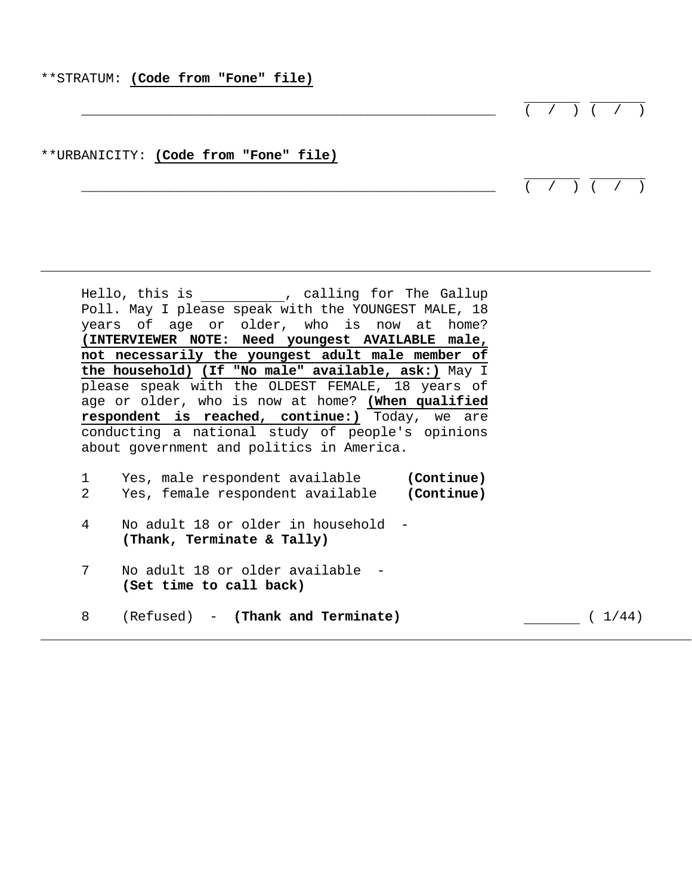**STRATUM: **(Code from "Fone" file)**

\_\_\_\_\_\_\_\_\_\_\_\_\_\_\_\_\_\_\_\_\_\_\_\_\_\_\_\_\_\_\_\_\_\_\_\_\_\_\_\_\_\_\_\_\_\_\_\_\_\_ ( / ) ( / )

**URBANICITY: **(Code from "Fone" file)**

\_\_\_\_\_\_\_\_\_\_\_\_\_\_\_\_\_\_\_\_\_\_\_\_\_\_\_\_\_\_\_\_\_\_\_\_\_\_\_\_\_\_\_\_\_\_\_\_\_\_ ( / ) ( / )

---

Hello, this is \_\_\_\_\_\_\_\_\_\_, calling for The Gallup Poll. May I please speak with the YOUNGEST MALE, 18 years of age or older, who is now at home? **(INTERVIEWER NOTE: Need youngest AVAILABLE male, not necessarily the youngest adult male member of the household) (If "No male" available, ask:)** May I please speak with the OLDEST FEMALE, 18 years of age or older, who is now at home? **(When qualified respondent is reached, continue:)** Today, we are conducting a national study of people's opinions about government and politics in America.

1 Yes, male respondent available **(Continue)**
2 Yes, female respondent available **(Continue)**

4 No adult 18 or older in household - **(Thank, Terminate & Tally)**

7 No adult 18 or older available - **(Set time to call back)**

8 (Refused) - **(Thank and Terminate)** \_\_\_\_\_\_\_ ( 1/44)

---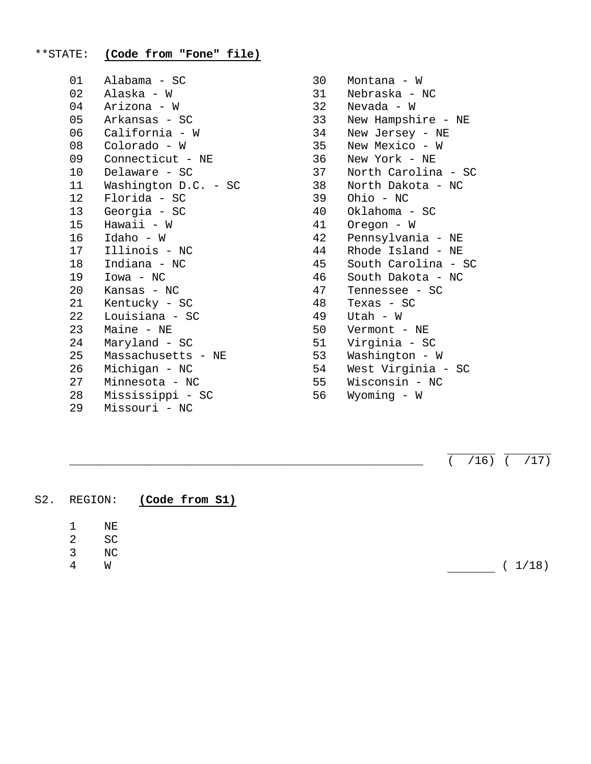**STATE: **(Code from "Fone" file)**

01 Alabama - SC
02 Alaska - W
04 Arizona - W
05 Arkansas - SC
06 California - W
08 Colorado - W
09 Connecticut - NE
10 Delaware - SC
11 Washington D.C. - SC
12 Florida - SC
13 Georgia - SC
15 Hawaii - W
16 Idaho - W
17 Illinois - NC
18 Indiana - NC
19 Iowa - NC
20 Kansas - NC
21 Kentucky - SC
22 Louisiana - SC
23 Maine - NE
24 Maryland - SC
25 Massachusetts - NE
26 Michigan - NC
27 Minnesota - NC
28 Mississippi - SC
29 Missouri - NC
30 Montana - W
31 Nebraska - NC
32 Nevada - W
33 New Hampshire - NE
34 New Jersey - NE
35 New Mexico - W
36 New York - NE
37 North Carolina - SC
38 North Dakota - NC
39 Ohio - NC
40 Oklahoma - SC
41 Oregon - W
42 Pennsylvania - NE
44 Rhode Island - NE
45 South Carolina - SC
46 South Dakota - NC
47 Tennessee - SC
48 Texas - SC
49 Utah - W
50 Vermont - NE
51 Virginia - SC
53 Washington - W
54 West Virginia - SC
55 Wisconsin - NC
56 Wyoming - W

____________________________________________________ ( /16) ( /17)

S2. REGION: **(Code from S1)**

1 NE
2 SC
3 NC
4 W

_______ ( 1/18)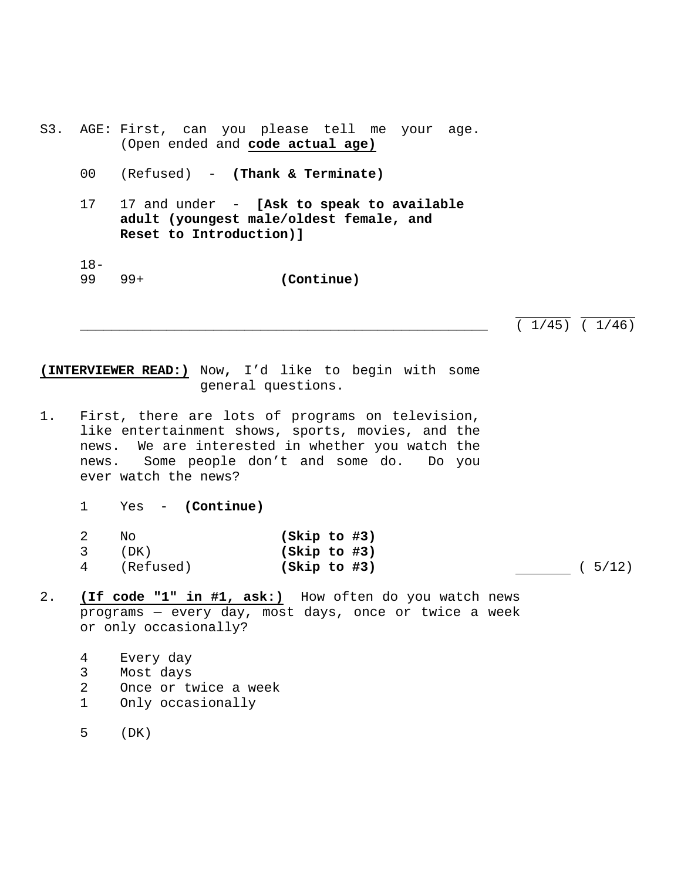S3. AGE: First, can you please tell me your age. (Open ended and **code actual age)**

00 (Refused) - **(Thank & Terminate)**

17 17 and under - **[Ask to speak to available adult (youngest male/oldest female, and Reset to Introduction)]**

18-99 99+ **(Continue)**

_______________________________________________ ( 1/45) ( 1/46)

**(INTERVIEWER READ:)** Now, I'd like to begin with some general questions.

1. First, there are lots of programs on television, like entertainment shows, sports, movies, and the news. We are interested in whether you watch the news. Some people don't and some do. Do you ever watch the news?

   1 Yes - **(Continue)**

   2 No **(Skip to #3)**
   3 (DK) **(Skip to #3)**
   4 (Refused) **(Skip to #3)** ( 5/12)

2. **(If code "1" in #1, ask:)** How often do you watch news programs — every day, most days, once or twice a week or only occasionally?

   4 Every day
   3 Most days
   2 Once or twice a week
   1 Only occasionally

   5 (DK)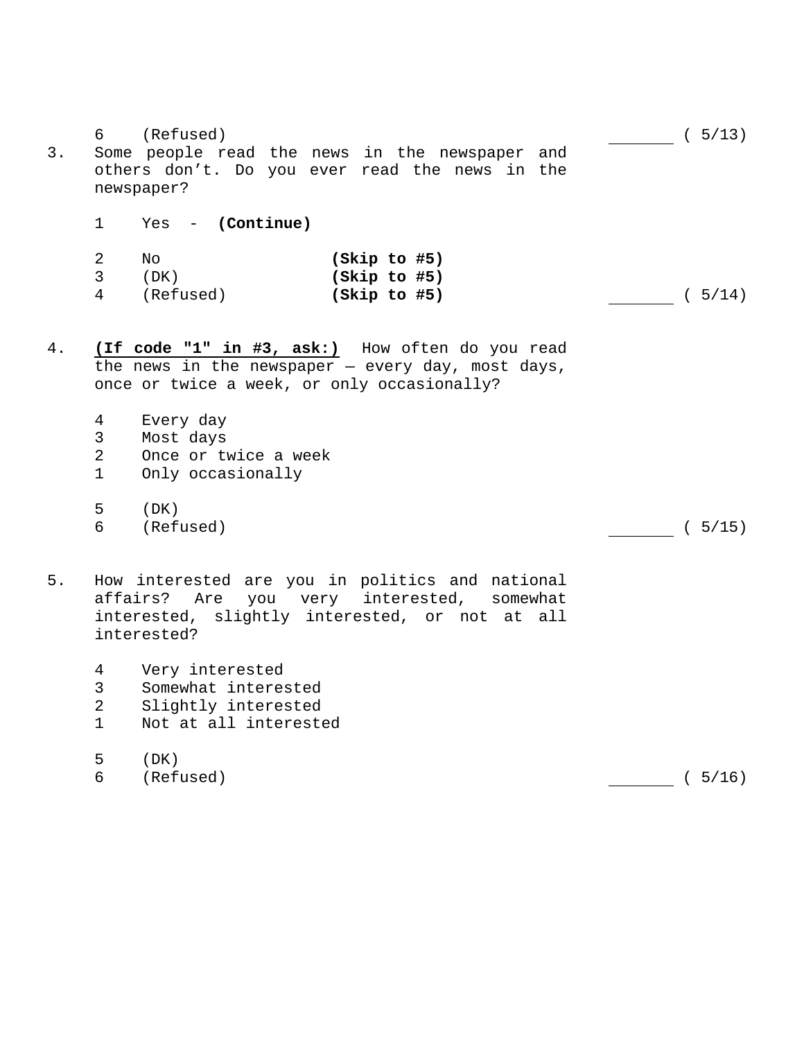6 (Refused) \_\_\_\_\_\_\_ ( 5/13)

3. Some people read the news in the newspaper and others don't. Do you ever read the news in the newspaper?

   1 Yes - **(Continue)**

   2 No **(Skip to #5)**
   3 (DK) **(Skip to #5)**
   4 (Refused) **(Skip to #5)** \_\_\_\_\_\_\_ ( 5/14)

4. **(If code "1" in #3, ask:)** How often do you read the news in the newspaper — every day, most days, once or twice a week, or only occasionally?

   4 Every day
   3 Most days
   2 Once or twice a week
   1 Only occasionally

   5 (DK)
   6 (Refused) \_\_\_\_\_\_\_ ( 5/15)

5. How interested are you in politics and national affairs? Are you very interested, somewhat interested, slightly interested, or not at all interested?

   4 Very interested
   3 Somewhat interested
   2 Slightly interested
   1 Not at all interested

   5 (DK)
   6 (Refused) \_\_\_\_\_\_\_ ( 5/16)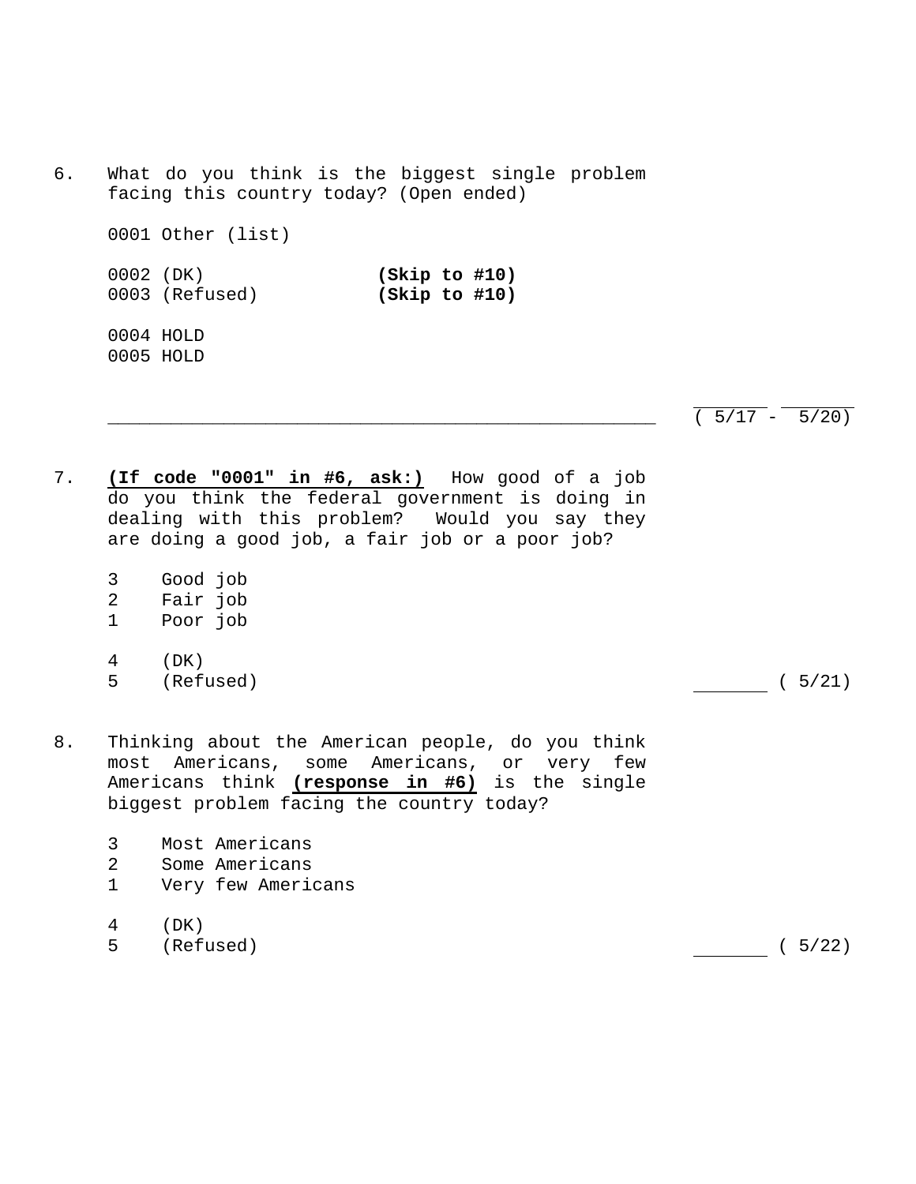6. What do you think is the biggest single problem facing this country today? (Open ended)

   0001 Other (list)

   0002 (DK) **(Skip to #10)**
   0003 (Refused) **(Skip to #10)**

   0004 HOLD
   0005 HOLD

   ______________________________________________ ( 5/17 - 5/20)

7. **(If code "0001" in #6, ask:)** How good of a job do you think the federal government is doing in dealing with this problem? Would you say they are doing a good job, a fair job or a poor job?

   3 Good job
   2 Fair job
   1 Poor job

   4 (DK)
   5 (Refused) ______ ( 5/21)

8. Thinking about the American people, do you think most Americans, some Americans, or very few Americans think **(response in #6)** is the single biggest problem facing the country today?

   3 Most Americans
   2 Some Americans
   1 Very few Americans

   4 (DK)
   5 (Refused) ______ ( 5/22)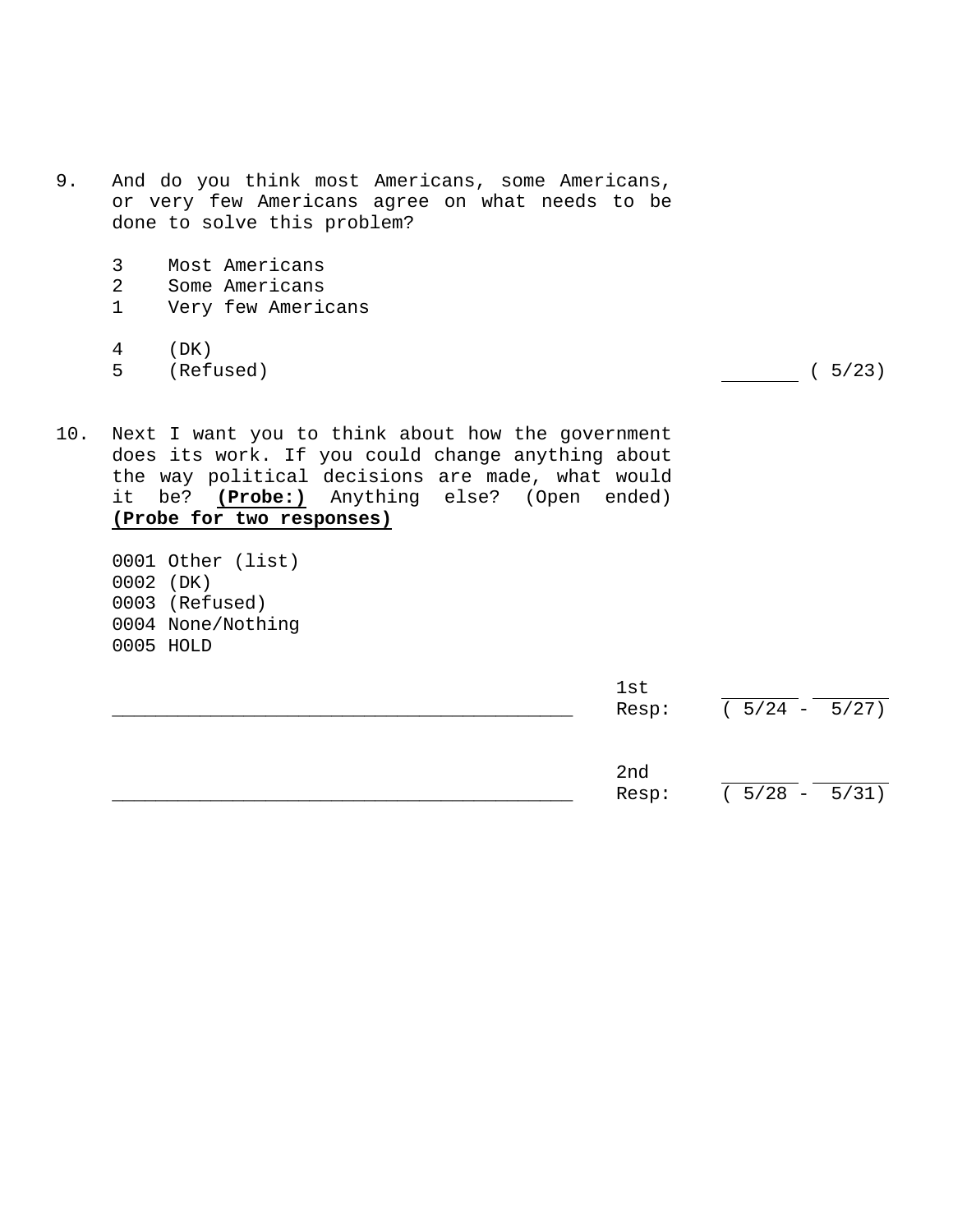9. And do you think most Americans, some Americans, or very few Americans agree on what needs to be done to solve this problem?

   3 Most Americans
   2 Some Americans
   1 Very few Americans

   4 (DK)
   5 (Refused) _______ ( 5/23)

10. Next I want you to think about how the government does its work. If you could change anything about the way political decisions are made, what would it be? **(Probe:)** Anything else? (Open ended) **(Probe for two responses)**

   0001 Other (list)
   0002 (DK)
   0003 (Refused)
   0004 None/Nothing
   0005 HOLD

   __________________________________________ 1st Resp: ( 5/24 - 5/27)

   __________________________________________ 2nd Resp: ( 5/28 - 5/31)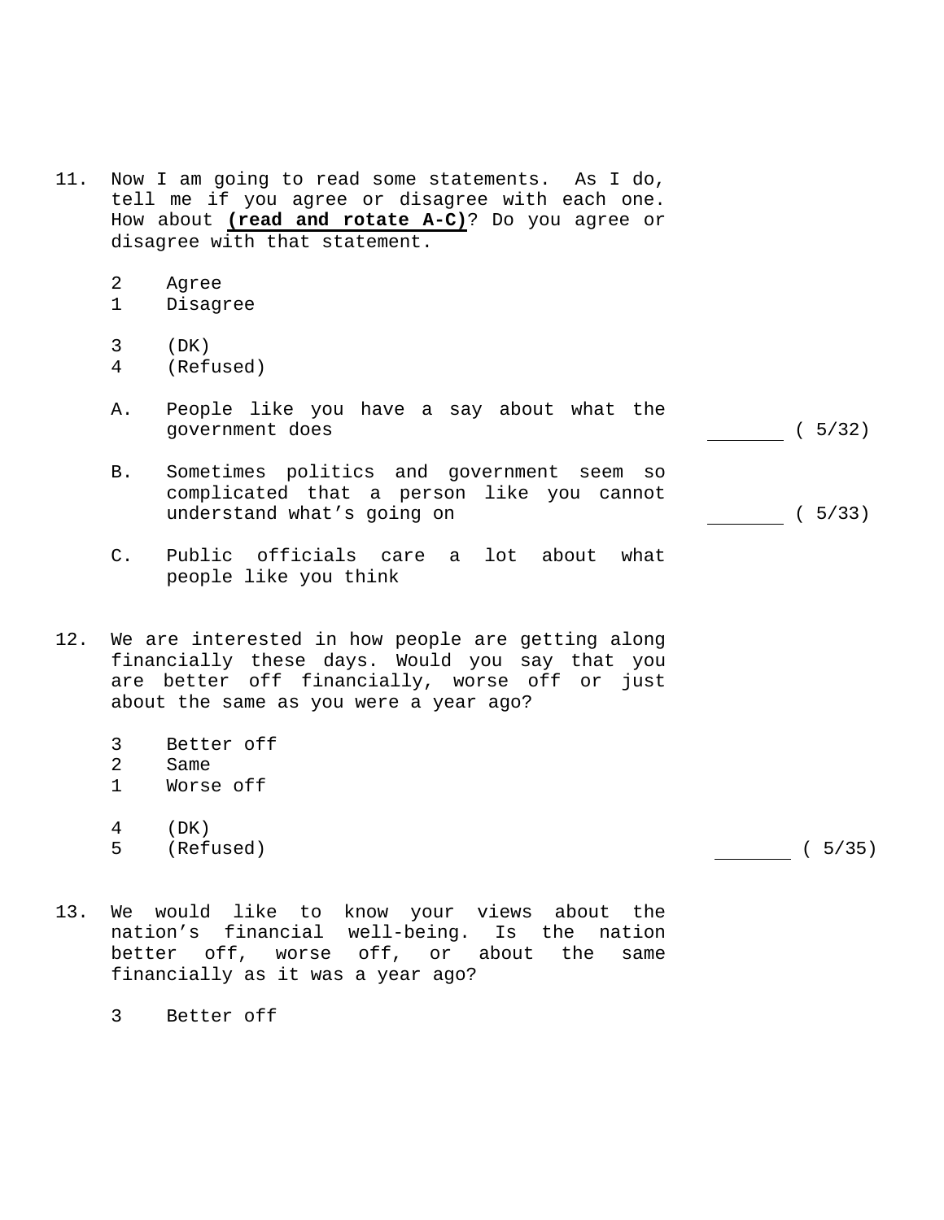11. Now I am going to read some statements. As I do, tell me if you agree or disagree with each one. How about **(read and rotate A-C)**? Do you agree or disagree with that statement.

    2 Agree
    1 Disagree

    3 (DK)
    4 (Refused)

    A. People like you have a say about what the government does _______ ( 5/32)

    B. Sometimes politics and government seem so complicated that a person like you cannot understand what's going on _______ ( 5/33)

    C. Public officials care a lot about what people like you think

12. We are interested in how people are getting along financially these days. Would you say that you are better off financially, worse off or just about the same as you were a year ago?

    3 Better off
    2 Same
    1 Worse off

    4 (DK)
    5 (Refused) _______ ( 5/35)

13. We would like to know your views about the nation's financial well-being. Is the nation better off, worse off, or about the same financially as it was a year ago?

    3 Better off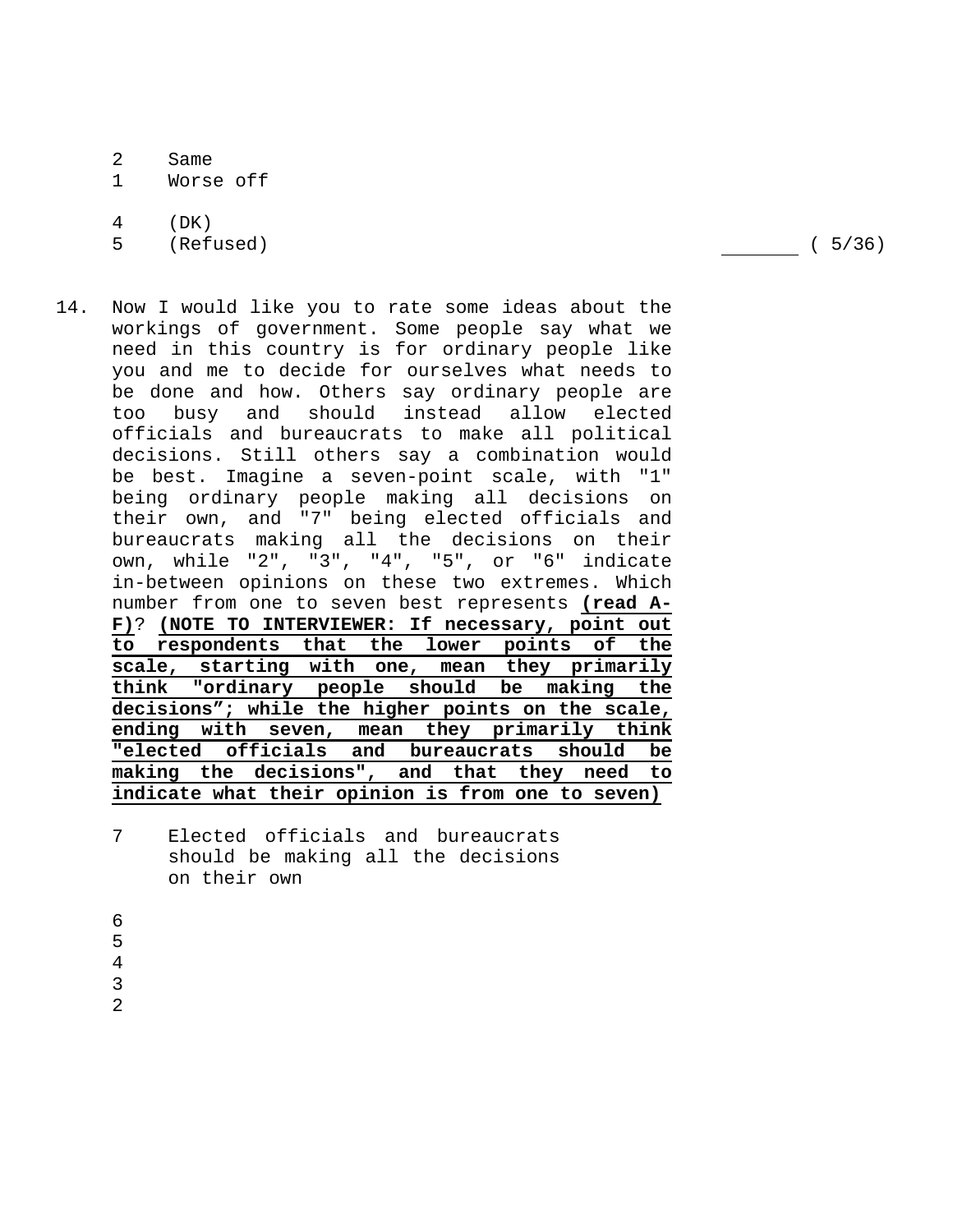2 Same
1 Worse off

4 (DK)
5 (Refused) _______ ( 5/36)

14. Now I would like you to rate some ideas about the workings of government. Some people say what we need in this country is for ordinary people like you and me to decide for ourselves what needs to be done and how. Others say ordinary people are too busy and should instead allow elected officials and bureaucrats to make all political decisions. Still others say a combination would be best. Imagine a seven-point scale, with "1" being ordinary people making all decisions on their own, and "7" being elected officials and bureaucrats making all the decisions on their own, while "2", "3", "4", "5", or "6" indicate in-between opinions on these two extremes. Which number from one to seven best represents **(read A-F)**? **(NOTE TO INTERVIEWER: If necessary, point out to respondents that the lower points of the scale, starting with one, mean they primarily think "ordinary people should be making the decisions"; while the higher points on the scale, ending with seven, mean they primarily think "elected officials and bureaucrats should be making the decisions", and that they need to indicate what their opinion is from one to seven)**

7 Elected officials and bureaucrats should be making all the decisions on their own

6
5
4
3
2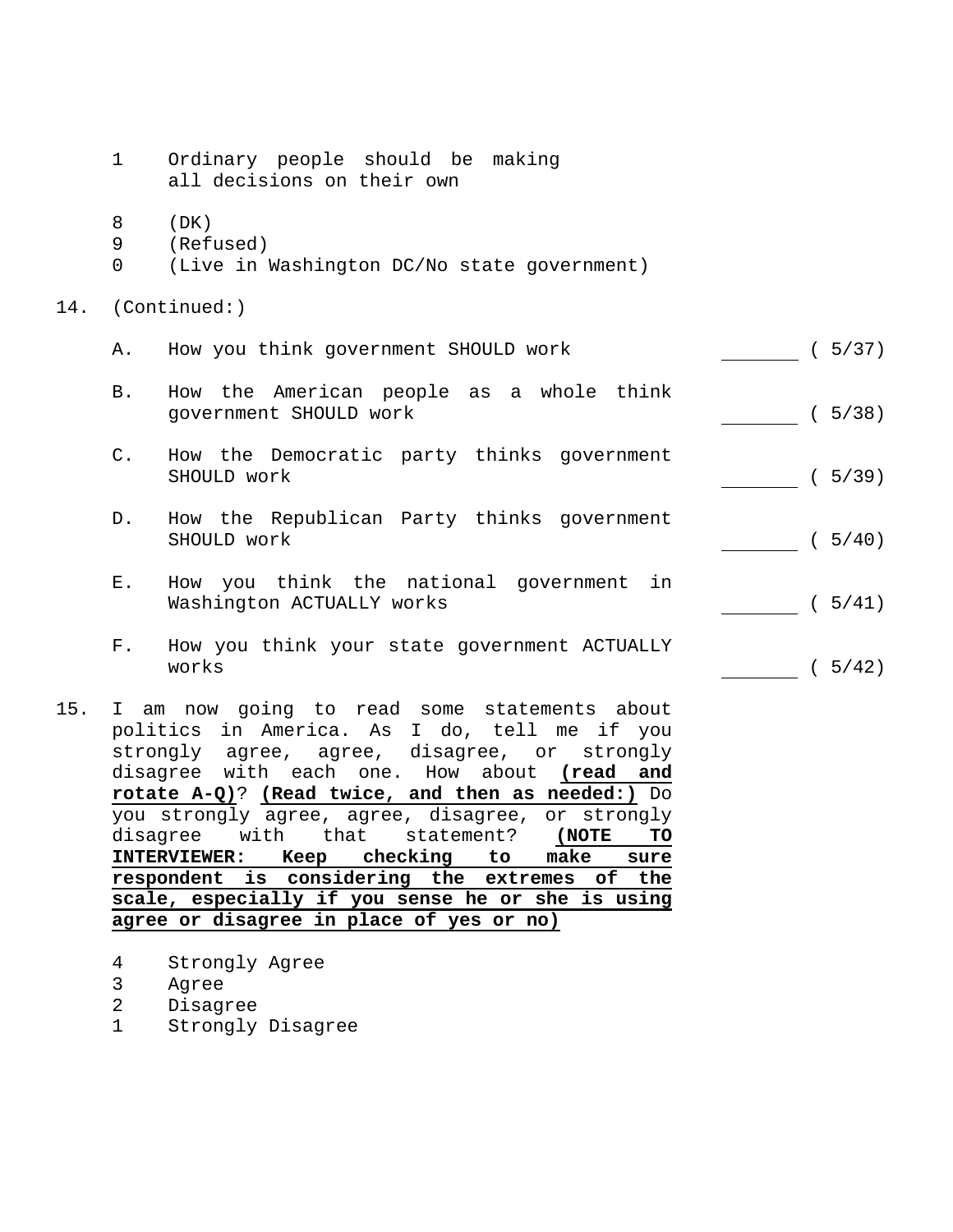1 Ordinary people should be making all decisions on their own

8 (DK)
9 (Refused)
0 (Live in Washington DC/No state government)

14. (Continued:)

A. How you think government SHOULD work ________ ( 5/37)

B. How the American people as a whole think government SHOULD work ________ ( 5/38)

C. How the Democratic party thinks government SHOULD work ________ ( 5/39)

D. How the Republican Party thinks government SHOULD work ________ ( 5/40)

E. How you think the national government in Washington ACTUALLY works ________ ( 5/41)

F. How you think your state government ACTUALLY works ________ ( 5/42)

15. I am now going to read some statements about politics in America. As I do, tell me if you strongly agree, agree, disagree, or strongly disagree with each one. How about **(read and rotate A-Q)**? **(Read twice, and then as needed:)** Do you strongly agree, agree, disagree, or strongly disagree with that statement? **(NOTE TO INTERVIEWER: Keep checking to make sure respondent is considering the extremes of the scale, especially if you sense he or she is using agree or disagree in place of yes or no)**

4 Strongly Agree
3 Agree
2 Disagree
1 Strongly Disagree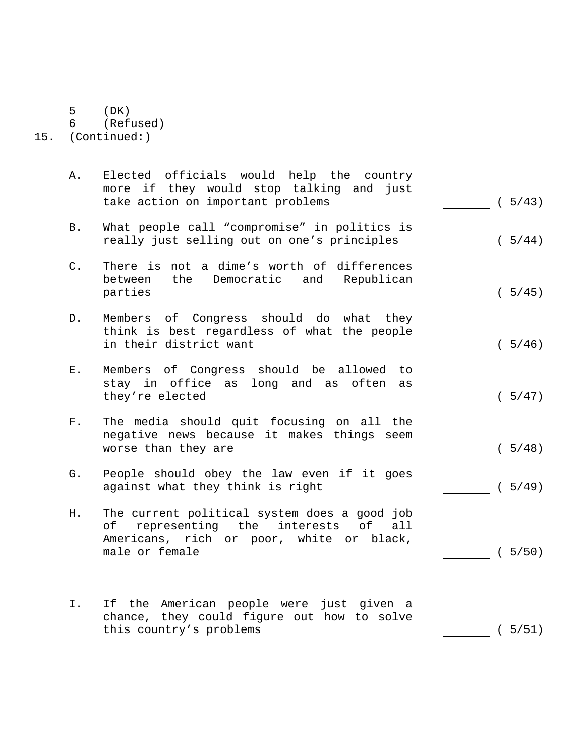5 (DK)
6 (Refused)

15. (Continued:)

A. Elected officials would help the country more if they would stop talking and just take action on important problems _______ ( 5/43)

B. What people call “compromise” in politics is really just selling out on one’s principles _______ ( 5/44)

C. There is not a dime’s worth of differences between the Democratic and Republican parties _______ ( 5/45)

D. Members of Congress should do what they think is best regardless of what the people in their district want _______ ( 5/46)

E. Members of Congress should be allowed to stay in office as long and as often as they’re elected _______ ( 5/47)

F. The media should quit focusing on all the negative news because it makes things seem worse than they are _______ ( 5/48)

G. People should obey the law even if it goes against what they think is right _______ ( 5/49)

H. The current political system does a good job of representing the interests of all Americans, rich or poor, white or black, male or female _______ ( 5/50)

I. If the American people were just given a chance, they could figure out how to solve this country’s problems _______ ( 5/51)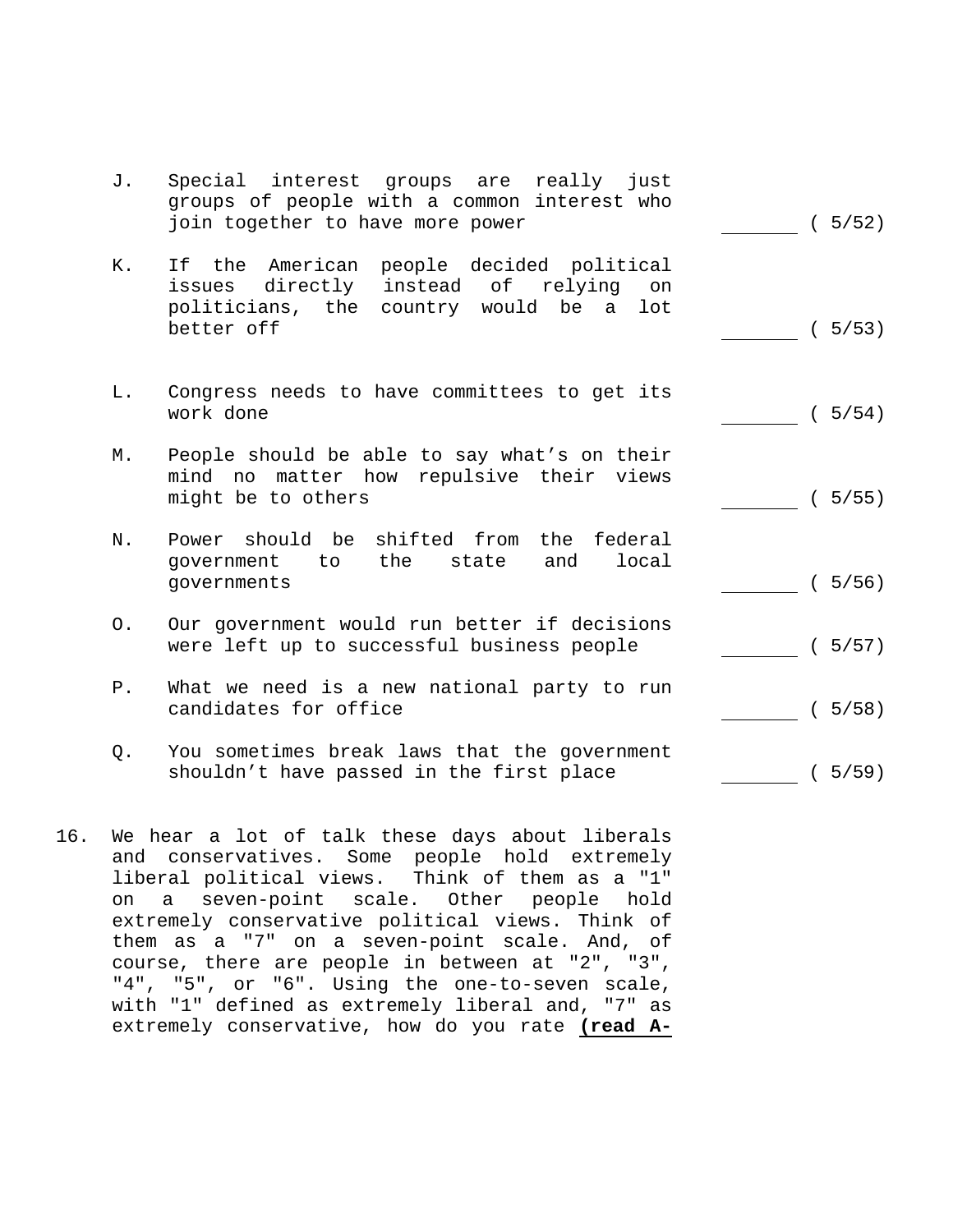J. Special interest groups are really just groups of people with a common interest who join together to have more power ________ ( 5/52)

K. If the American people decided political issues directly instead of relying on politicians, the country would be a lot better off ________ ( 5/53)

L. Congress needs to have committees to get its work done ________ ( 5/54)

M. People should be able to say what's on their mind no matter how repulsive their views might be to others ________ ( 5/55)

N. Power should be shifted from the federal government to the state and local governments ________ ( 5/56)

O. Our government would run better if decisions were left up to successful business people ________ ( 5/57)

P. What we need is a new national party to run candidates for office ________ ( 5/58)

Q. You sometimes break laws that the government shouldn't have passed in the first place ________ ( 5/59)

16. We hear a lot of talk these days about liberals and conservatives. Some people hold extremely liberal political views. Think of them as a "1" on a seven-point scale. Other people hold extremely conservative political views. Think of them as a "7" on a seven-point scale. And, of course, there are people in between at "2", "3", "4", "5", or "6". Using the one-to-seven scale, with "1" defined as extremely liberal and, "7" as extremely conservative, how do you rate **(read A-**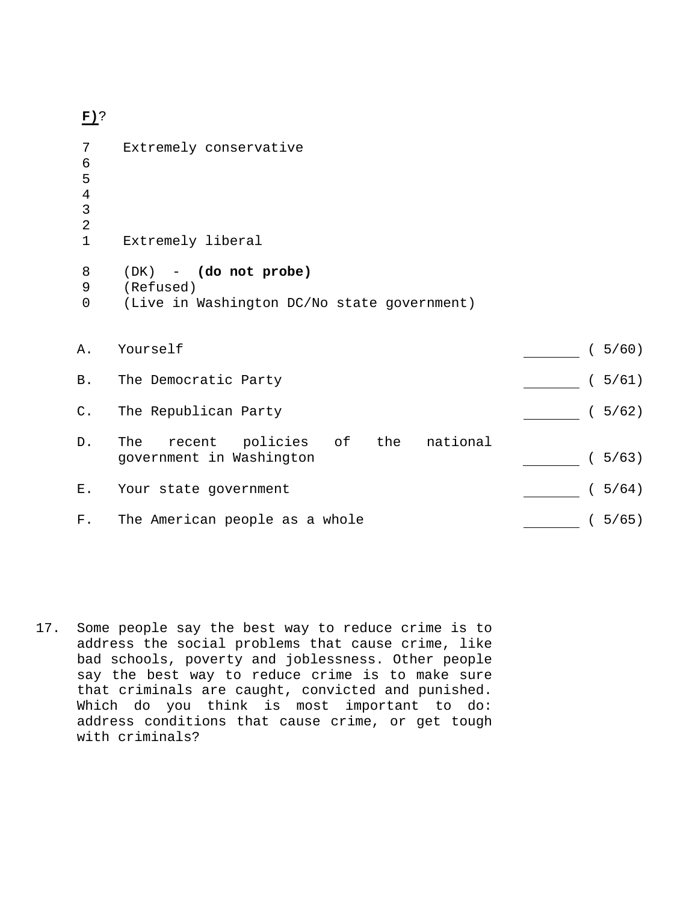**F)**?

7 Extremely conservative
6
5
4
3
2
1 Extremely liberal

8 (DK) - **(do not probe)**
9 (Refused)
0 (Live in Washington DC/No state government)

A. Yourself ______ ( 5/60)

B. The Democratic Party ______ ( 5/61)

C. The Republican Party ______ ( 5/62)

D. The recent policies of the national government in Washington ______ ( 5/63)

E. Your state government ______ ( 5/64)

F. The American people as a whole ______ ( 5/65)

17. Some people say the best way to reduce crime is to address the social problems that cause crime, like bad schools, poverty and joblessness. Other people say the best way to reduce crime is to make sure that criminals are caught, convicted and punished. Which do you think is most important to do: address conditions that cause crime, or get tough with criminals?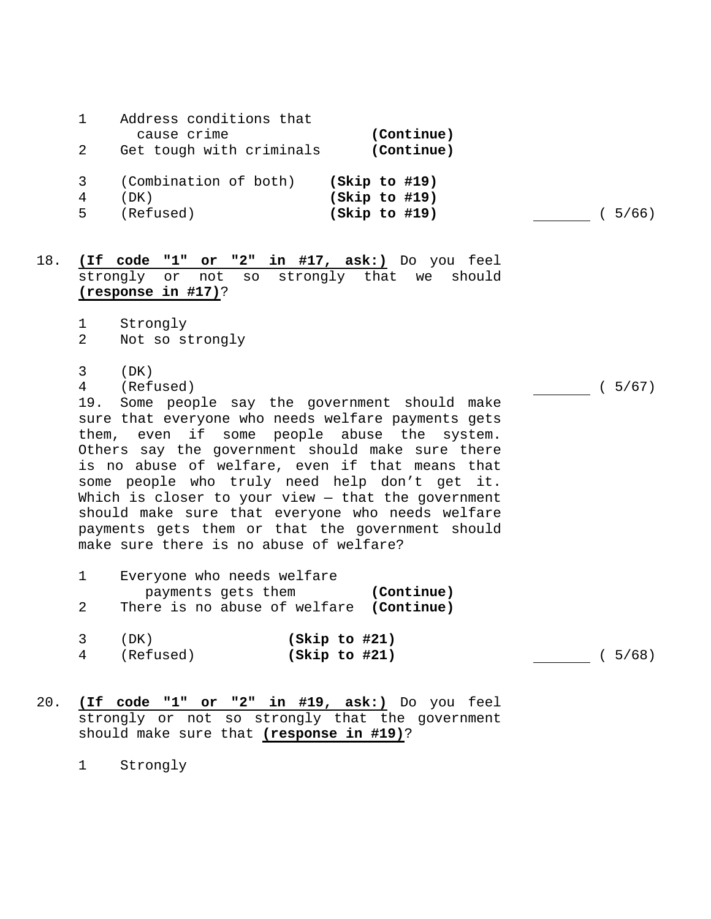1 Address conditions that cause crime **(Continue)**
2 Get tough with criminals **(Continue)**

3 (Combination of both) **(Skip to #19)**
4 (DK) **(Skip to #19)**
5 (Refused) **(Skip to #19)** _______ ( 5/66)

18. **(If code "1" or "2" in #17, ask:)** Do you feel strongly or not so strongly that we should **(response in #17)**?

1 Strongly
2 Not so strongly

3 (DK)
4 (Refused) _______ ( 5/67)

19. Some people say the government should make sure that everyone who needs welfare payments gets them, even if some people abuse the system. Others say the government should make sure there is no abuse of welfare, even if that means that some people who truly need help don't get it. Which is closer to your view — that the government should make sure that everyone who needs welfare payments gets them or that the government should make sure there is no abuse of welfare?

1 Everyone who needs welfare payments gets them **(Continue)**
2 There is no abuse of welfare **(Continue)**

3 (DK) **(Skip to #21)**
4 (Refused) **(Skip to #21)** _______ ( 5/68)

20. **(If code "1" or "2" in #19, ask:)** Do you feel strongly or not so strongly that the government should make sure that **(response in #19)**?

1 Strongly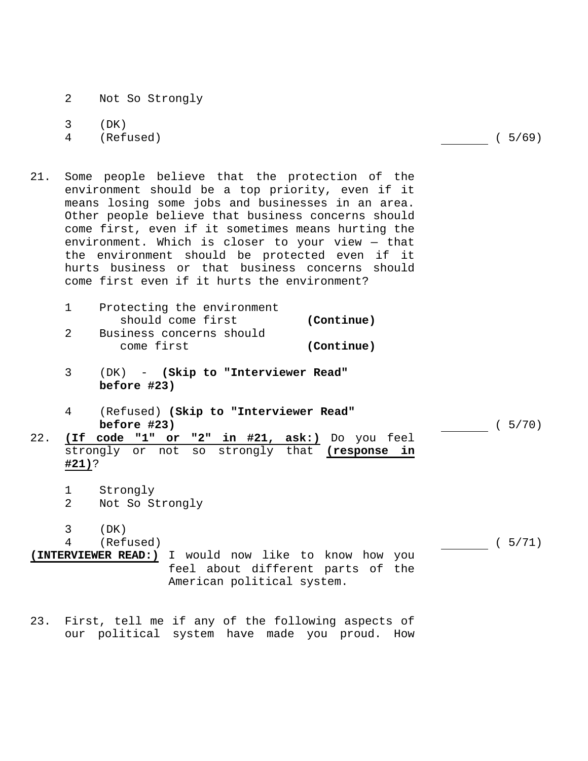2 Not So Strongly

3 (DK)
4 (Refused) ________ ( 5/69)

21. Some people believe that the protection of the environment should be a top priority, even if it means losing some jobs and businesses in an area. Other people believe that business concerns should come first, even if it sometimes means hurting the environment. Which is closer to your view — that the environment should be protected even if it hurts business or that business concerns should come first even if it hurts the environment?

   1 Protecting the environment should come first **(Continue)**
   2 Business concerns should come first **(Continue)**

   3 (DK) - **(Skip to "Interviewer Read" before #23)**

   4 (Refused) **(Skip to "Interviewer Read" before #23)** ________ ( 5/70)

22. **(If code "1" or "2" in #21, ask:)** Do you feel strongly or not so strongly that **(response in #21)**?

   1 Strongly
   2 Not So Strongly

   3 (DK)
   4 (Refused) ________ ( 5/71)

**(INTERVIEWER READ:)** I would now like to know how you feel about different parts of the American political system.

23. First, tell me if any of the following aspects of our political system have made you proud. How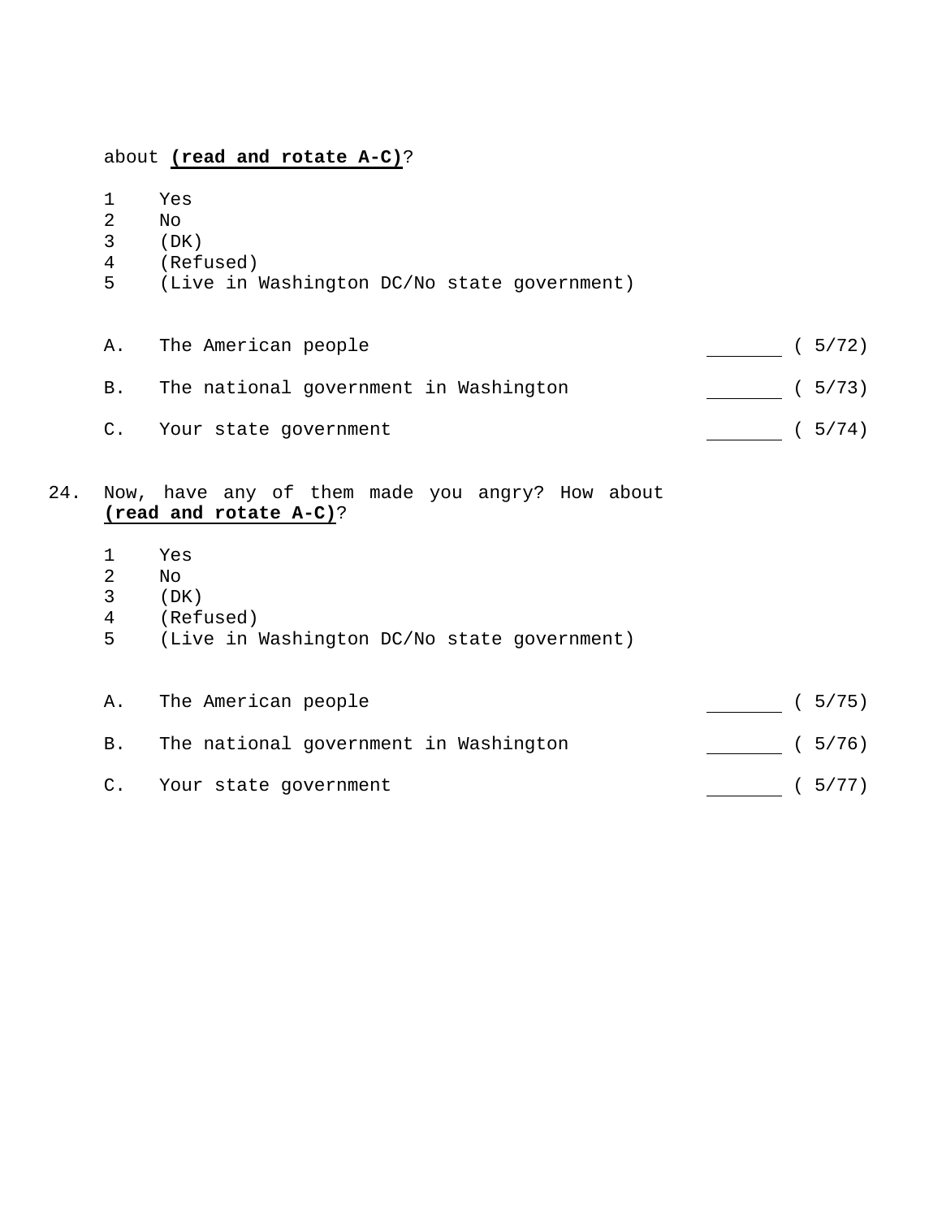about **(read and rotate A-C)**?

1 Yes
2 No
3 (DK)
4 (Refused)
5 (Live in Washington DC/No state government)

A. The American people ______ ( 5/72)

B. The national government in Washington ______ ( 5/73)

C. Your state government ______ ( 5/74)

24. Now, have any of them made you angry? How about **(read and rotate A-C)**?

1 Yes
2 No
3 (DK)
4 (Refused)
5 (Live in Washington DC/No state government)

A. The American people ______ ( 5/75)

B. The national government in Washington ______ ( 5/76)

C. Your state government ______ ( 5/77)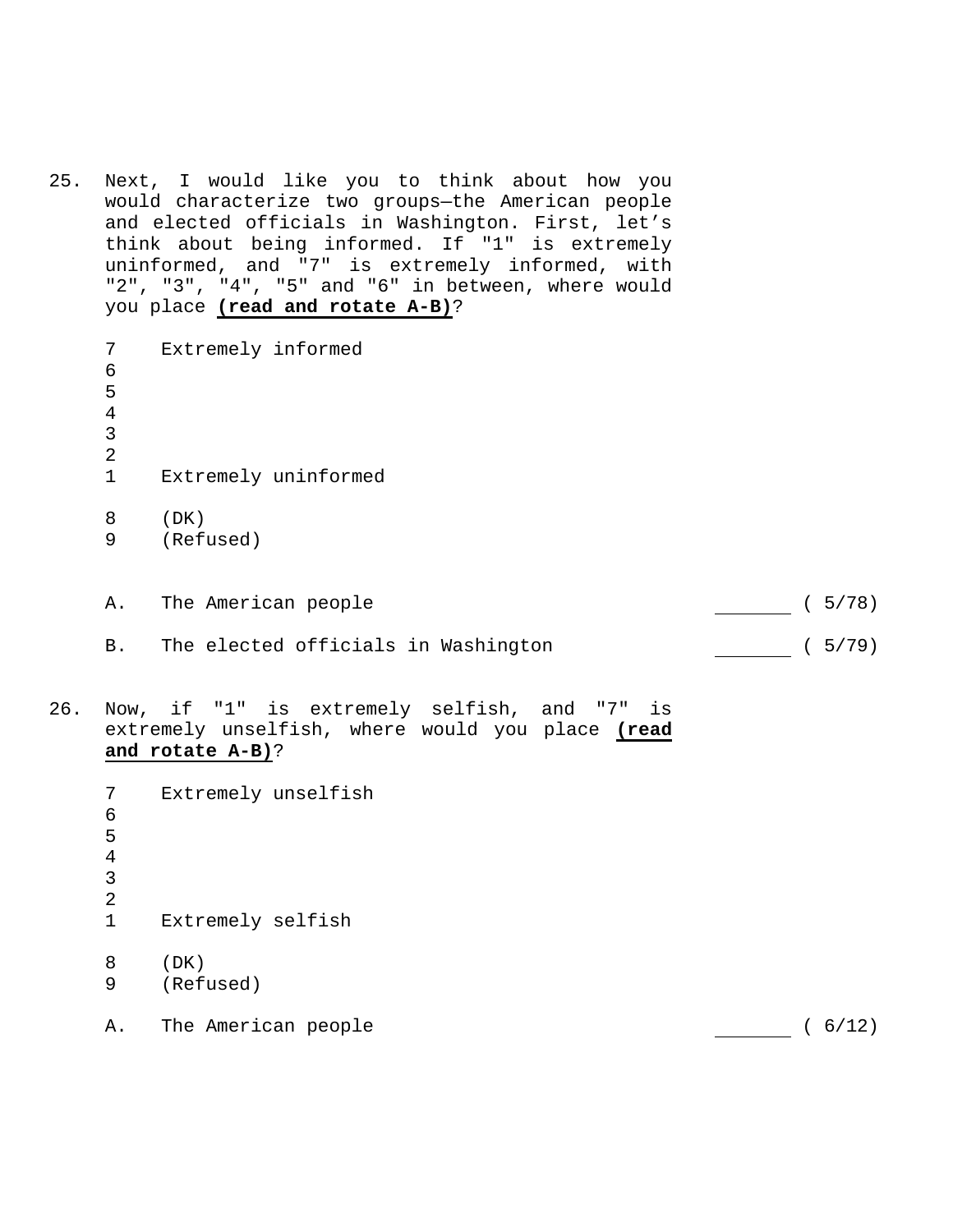25. Next, I would like you to think about how you would characterize two groups—the American people and elected officials in Washington. First, let's think about being informed. If "1" is extremely uninformed, and "7" is extremely informed, with "2", "3", "4", "5" and "6" in between, where would you place **(read and rotate A-B)**?

7 Extremely informed
6
5
4
3
2
1 Extremely uninformed

8 (DK)
9 (Refused)

A. The American people _______ ( 5/78)

B. The elected officials in Washington _______ ( 5/79)

26. Now, if "1" is extremely selfish, and "7" is extremely unselfish, where would you place **(read and rotate A-B)**?

7 Extremely unselfish
6
5
4
3
2
1 Extremely selfish

8 (DK)
9 (Refused)

A. The American people _______ ( 6/12)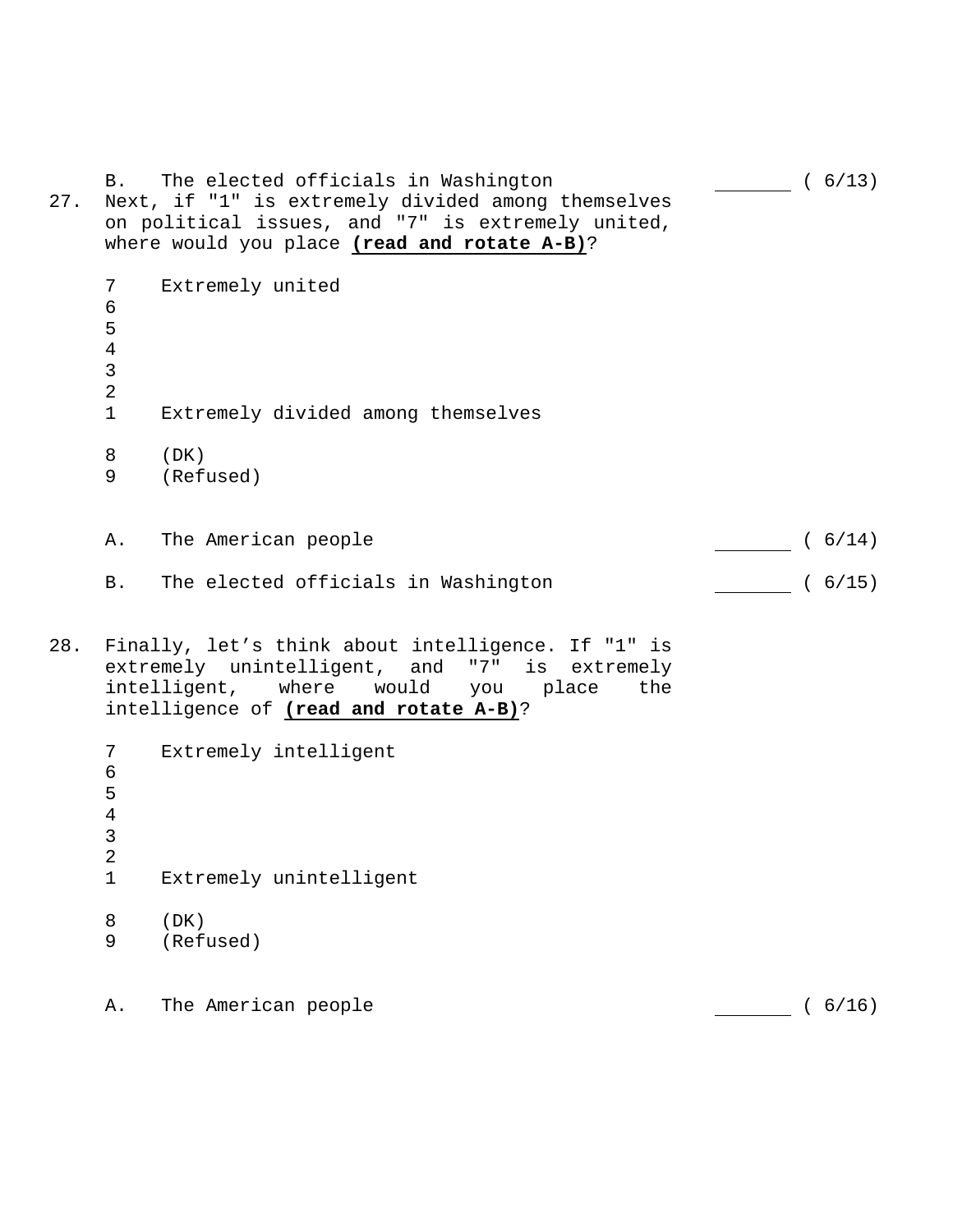B. The elected officials in Washington \_\_\_\_\_\_\_ ( 6/13)

27. Next, if "1" is extremely divided among themselves on political issues, and "7" is extremely united, where would you place **(read and rotate A-B)**?

    7 Extremely united
    6
    5
    4
    3
    2
    1 Extremely divided among themselves

    8 (DK)
    9 (Refused)

    A. The American people \_\_\_\_\_\_\_ ( 6/14)

    B. The elected officials in Washington \_\_\_\_\_\_\_ ( 6/15)

28. Finally, let's think about intelligence. If "1" is extremely unintelligent, and "7" is extremely intelligent, where would you place the intelligence of **(read and rotate A-B)**?

    7 Extremely intelligent
    6
    5
    4
    3
    2
    1 Extremely unintelligent

    8 (DK)
    9 (Refused)

    A. The American people \_\_\_\_\_\_\_ ( 6/16)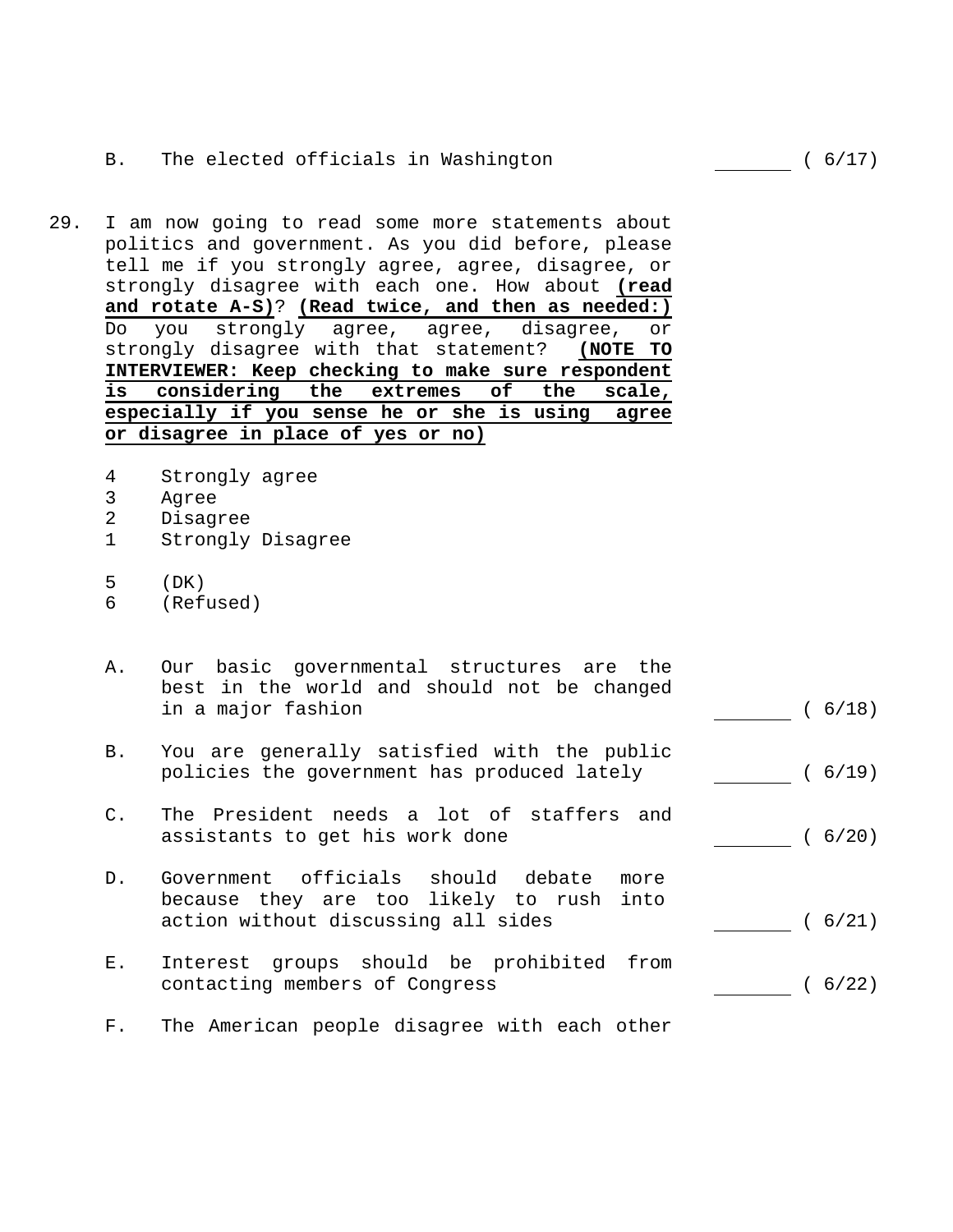B. The elected officials in Washington _______ ( 6/17)

29. I am now going to read some more statements about politics and government. As you did before, please tell me if you strongly agree, agree, disagree, or strongly disagree with each one. How about **(read and rotate A-S)**? **(Read twice, and then as needed:)** Do you strongly agree, agree, disagree, or strongly disagree with that statement? **(NOTE TO INTERVIEWER: Keep checking to make sure respondent is considering the extremes of the scale, especially if you sense he or she is using agree or disagree in place of yes or no)**

4 Strongly agree
3 Agree
2 Disagree
1 Strongly Disagree

5 (DK)
6 (Refused)

A. Our basic governmental structures are the best in the world and should not be changed in a major fashion _______ ( 6/18)

B. You are generally satisfied with the public policies the government has produced lately _______ ( 6/19)

C. The President needs a lot of staffers and assistants to get his work done _______ ( 6/20)

D. Government officials should debate more because they are too likely to rush into action without discussing all sides _______ ( 6/21)

E. Interest groups should be prohibited from contacting members of Congress _______ ( 6/22)

F. The American people disagree with each other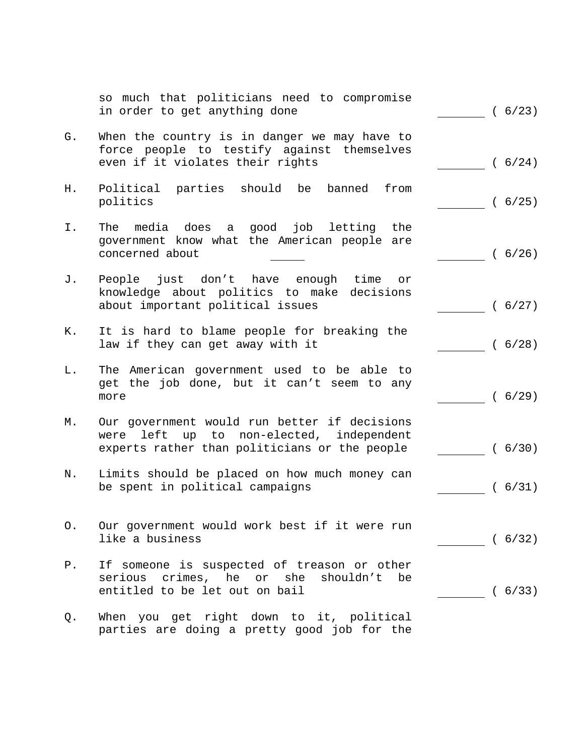so much that politicians need to compromise in order to get anything done ________ ( 6/23)

G. When the country is in danger we may have to force people to testify against themselves even if it violates their rights ________ ( 6/24)

H. Political parties should be banned from politics ________ ( 6/25)

I. The media does a good job letting the government know what the American people are concerned about ________ ( 6/26)

J. People just don't have enough time or knowledge about politics to make decisions about important political issues ________ ( 6/27)

K. It is hard to blame people for breaking the law if they can get away with it ________ ( 6/28)

L. The American government used to be able to get the job done, but it can't seem to any more ________ ( 6/29)

M. Our government would run better if decisions were left up to non-elected, independent experts rather than politicians or the people ________ ( 6/30)

N. Limits should be placed on how much money can be spent in political campaigns ________ ( 6/31)

O. Our government would work best if it were run like a business ________ ( 6/32)

P. If someone is suspected of treason or other serious crimes, he or she shouldn't be entitled to be let out on bail ________ ( 6/33)

Q. When you get right down to it, political parties are doing a pretty good job for the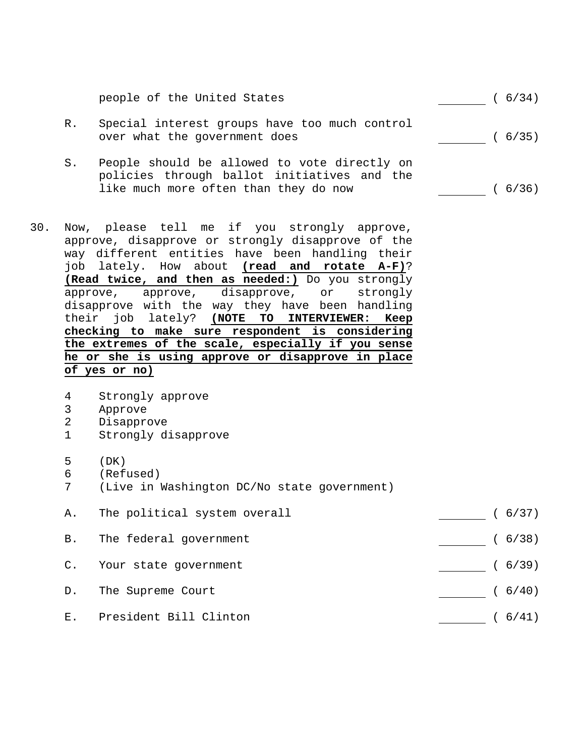people of the United States ________ ( 6/34)

R. Special interest groups have too much control over what the government does ________ ( 6/35)

S. People should be allowed to vote directly on policies through ballot initiatives and the like much more often than they do now ________ ( 6/36)

30. Now, please tell me if you strongly approve, approve, disapprove or strongly disapprove of the way different entities have been handling their job lately. How about **(read and rotate A-F)**? **(Read twice, and then as needed:)** Do you strongly approve, approve, disapprove, or strongly disapprove with the way they have been handling their job lately? **(NOTE TO INTERVIEWER: Keep checking to make sure respondent is considering the extremes of the scale, especially if you sense he or she is using approve or disapprove in place of yes or no)**

4 Strongly approve
3 Approve
2 Disapprove
1 Strongly disapprove

5 (DK)
6 (Refused)
7 (Live in Washington DC/No state government)

A. The political system overall ________ ( 6/37)

B. The federal government ________ ( 6/38)

C. Your state government ________ ( 6/39)

D. The Supreme Court ________ ( 6/40)

E. President Bill Clinton ________ ( 6/41)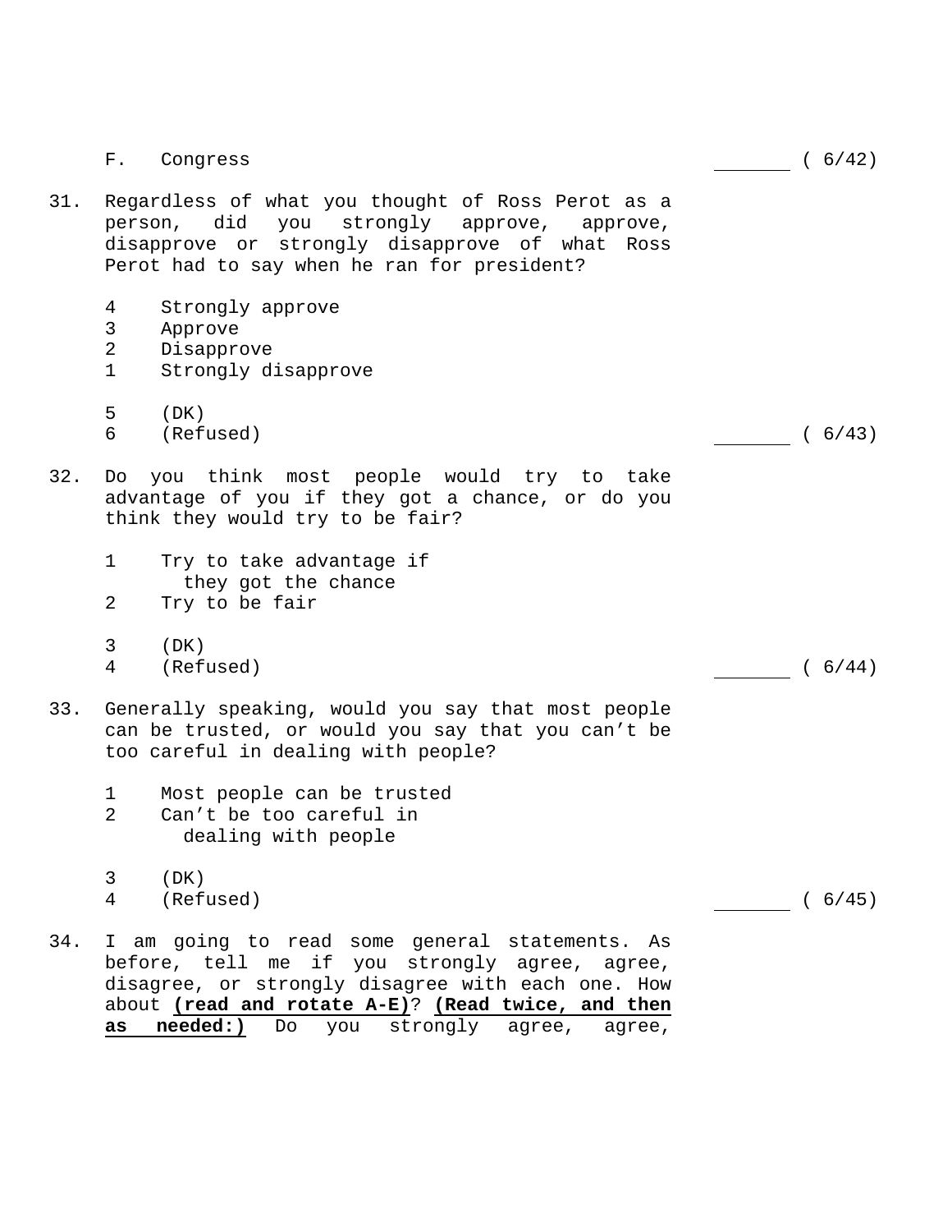F. Congress _______ ( 6/42)

31. Regardless of what you thought of Ross Perot as a person, did you strongly approve, approve, disapprove or strongly disapprove of what Ross Perot had to say when he ran for president?

    4 Strongly approve
    3 Approve
    2 Disapprove
    1 Strongly disapprove

    5 (DK)
    6 (Refused) _______ ( 6/43)

32. Do you think most people would try to take advantage of you if they got a chance, or do you think they would try to be fair?

    1 Try to take advantage if they got the chance
    2 Try to be fair

    3 (DK)
    4 (Refused) _______ ( 6/44)

33. Generally speaking, would you say that most people can be trusted, or would you say that you can't be too careful in dealing with people?

    1 Most people can be trusted
    2 Can't be too careful in dealing with people

    3 (DK)
    4 (Refused) _______ ( 6/45)

34. I am going to read some general statements. As before, tell me if you strongly agree, agree, disagree, or strongly disagree with each one. How about **(read and rotate A-E)**? **(Read twice, and then as needed:)** Do you strongly agree, agree,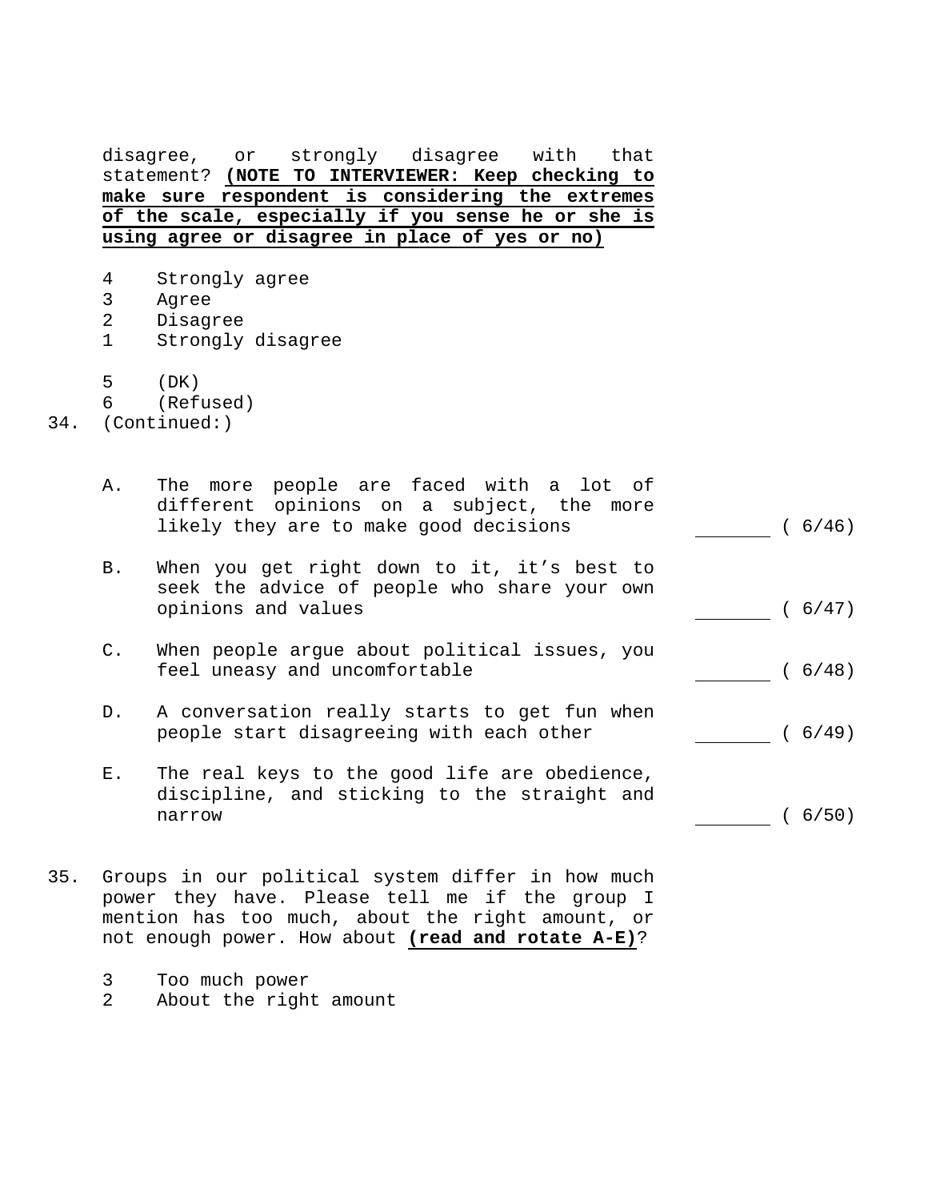disagree, or strongly disagree with that statement? **(NOTE TO INTERVIEWER: Keep checking to make sure respondent is considering the extremes of the scale, especially if you sense he or she is using agree or disagree in place of yes or no)**

4 Strongly agree
3 Agree
2 Disagree
1 Strongly disagree

5 (DK)
6 (Refused)

34. (Continued:)

A. The more people are faced with a lot of different opinions on a subject, the more likely they are to make good decisions ______ ( 6/46)

B. When you get right down to it, it's best to seek the advice of people who share your own opinions and values ______ ( 6/47)

C. When people argue about political issues, you feel uneasy and uncomfortable ______ ( 6/48)

D. A conversation really starts to get fun when people start disagreeing with each other ______ ( 6/49)

E. The real keys to the good life are obedience, discipline, and sticking to the straight and narrow ______ ( 6/50)

35. Groups in our political system differ in how much power they have. Please tell me if the group I mention has too much, about the right amount, or not enough power. How about **(read and rotate A-E)**?

3 Too much power
2 About the right amount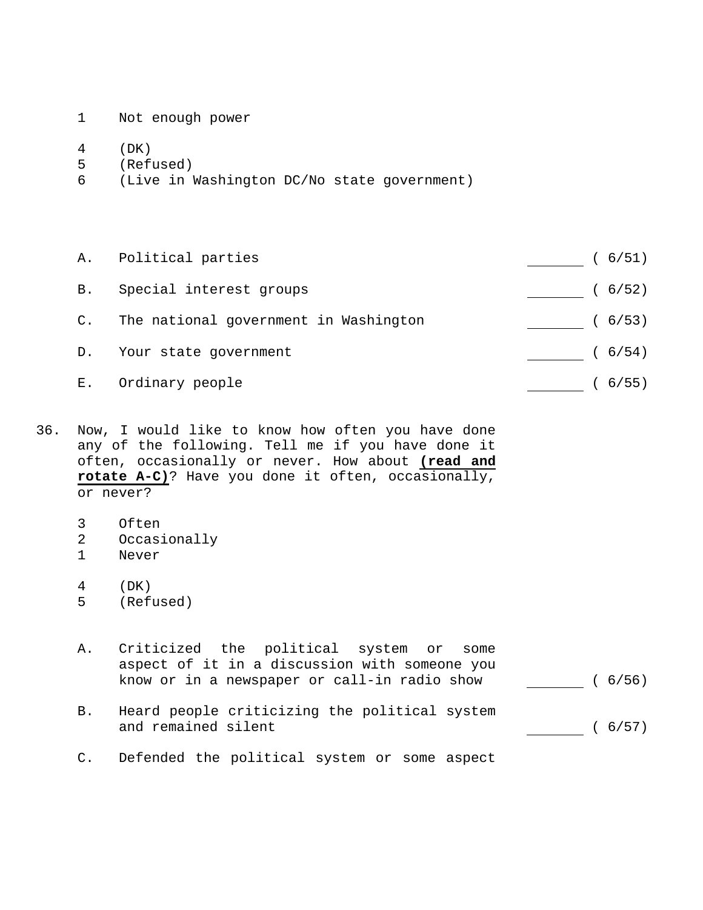1 Not enough power

4 (DK)
5 (Refused)
6 (Live in Washington DC/No state government)

| | | | |
|---|---|---|---|
| A. | Political parties | ______ | ( 6/51) |
| B. | Special interest groups | ______ | ( 6/52) |
| C. | The national government in Washington | ______ | ( 6/53) |
| D. | Your state government | ______ | ( 6/54) |
| E. | Ordinary people | ______ | ( 6/55) |

36. Now, I would like to know how often you have done any of the following. Tell me if you have done it often, occasionally or never. How about **(read and rotate A-C)**? Have you done it often, occasionally, or never?

3 Often
2 Occasionally
1 Never

4 (DK)
5 (Refused)

| | | | |
|---|---|---|---|
| A. | Criticized the political system or some aspect of it in a discussion with someone you know or in a newspaper or call-in radio show | ______ | ( 6/56) |
| B. | Heard people criticizing the political system and remained silent | ______ | ( 6/57) |
| C. | Defended the political system or some aspect | | |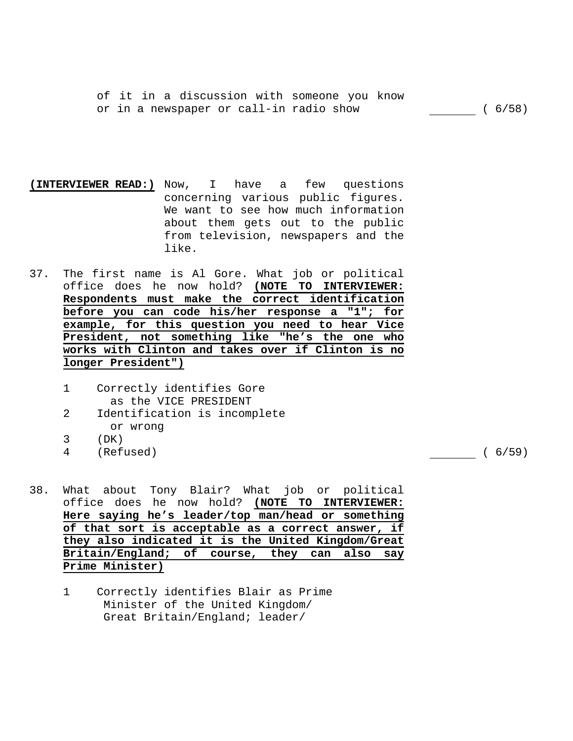of it in a discussion with someone you know or in a newspaper or call-in radio show _______ ( 6/58)

**(INTERVIEWER READ:)** Now, I have a few questions concerning various public figures. We want to see how much information about them gets out to the public from television, newspapers and the like.

37. The first name is Al Gore. What job or political office does he now hold? **(NOTE TO INTERVIEWER: Respondents must make the correct identification before you can code his/her response a "1"; for example, for this question you need to hear Vice President, not something like "he's the one who works with Clinton and takes over if Clinton is no longer President")**

    1 Correctly identifies Gore as the VICE PRESIDENT
    2 Identification is incomplete or wrong
    3 (DK)
    4 (Refused) _______ ( 6/59)

38. What about Tony Blair? What job or political office does he now hold? **(NOTE TO INTERVIEWER: Here saying he's leader/top man/head or something of that sort is acceptable as a correct answer, if they also indicated it is the United Kingdom/Great Britain/England; of course, they can also say Prime Minister)**

    1 Correctly identifies Blair as Prime Minister of the United Kingdom/ Great Britain/England; leader/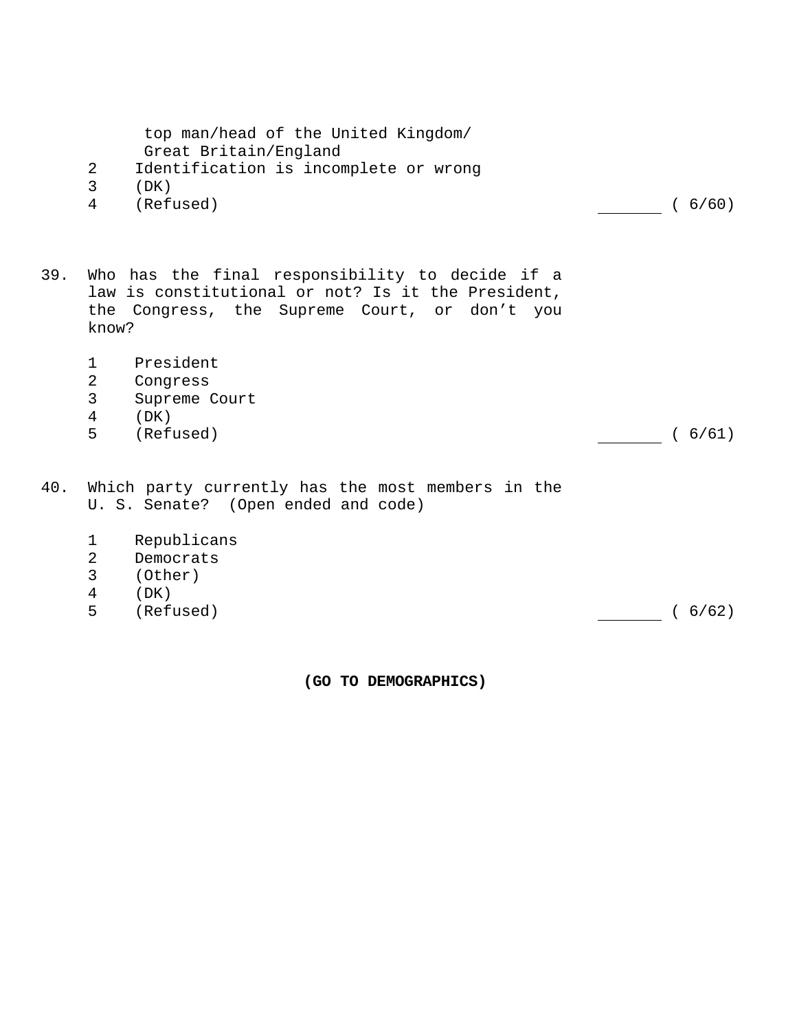top man/head of the United Kingdom/
Great Britain/England

2 Identification is incomplete or wrong
3 (DK)
4 (Refused) _______ ( 6/60)

39. Who has the final responsibility to decide if a law is constitutional or not? Is it the President, the Congress, the Supreme Court, or don't you know?

1 President
2 Congress
3 Supreme Court
4 (DK)
5 (Refused) _______ ( 6/61)

40. Which party currently has the most members in the U. S. Senate? (Open ended and code)

1 Republicans
2 Democrats
3 (Other)
4 (DK)
5 (Refused) _______ ( 6/62)

**(GO TO DEMOGRAPHICS)**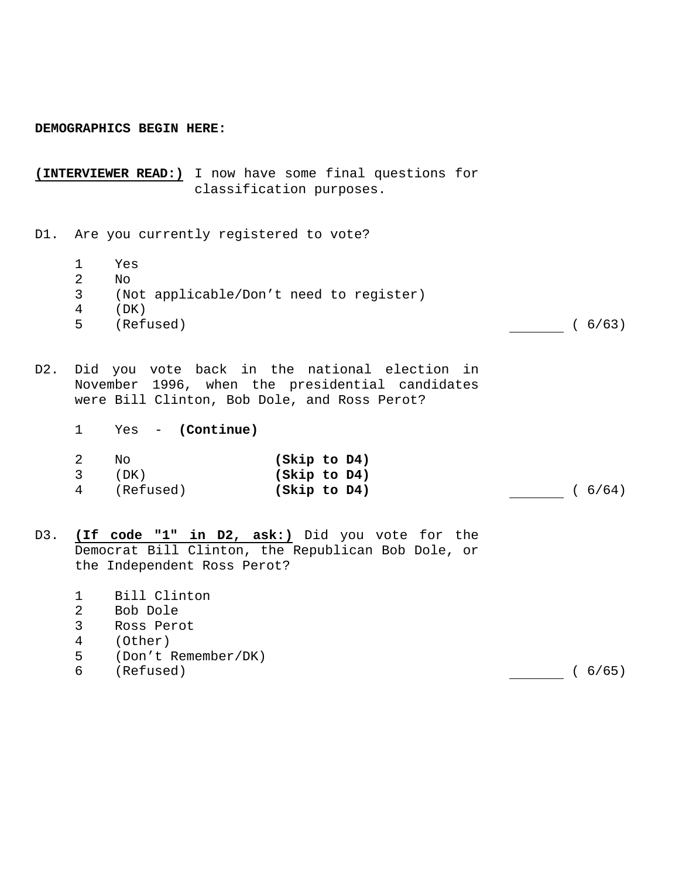**DEMOGRAPHICS BEGIN HERE:**

**(INTERVIEWER READ:)** I now have some final questions for classification purposes.

D1. Are you currently registered to vote?

1 Yes
2 No
3 (Not applicable/Don't need to register)
4 (DK)
5 (Refused) _______ ( 6/63)

D2. Did you vote back in the national election in November 1996, when the presidential candidates were Bill Clinton, Bob Dole, and Ross Perot?

1 Yes - **(Continue)**

2 No **(Skip to D4)**
3 (DK) **(Skip to D4)**
4 (Refused) **(Skip to D4)** _______ ( 6/64)

D3. **(If code "1" in D2, ask:)** Did you vote for the Democrat Bill Clinton, the Republican Bob Dole, or the Independent Ross Perot?

1 Bill Clinton
2 Bob Dole
3 Ross Perot
4 (Other)
5 (Don't Remember/DK)
6 (Refused) _______ ( 6/65)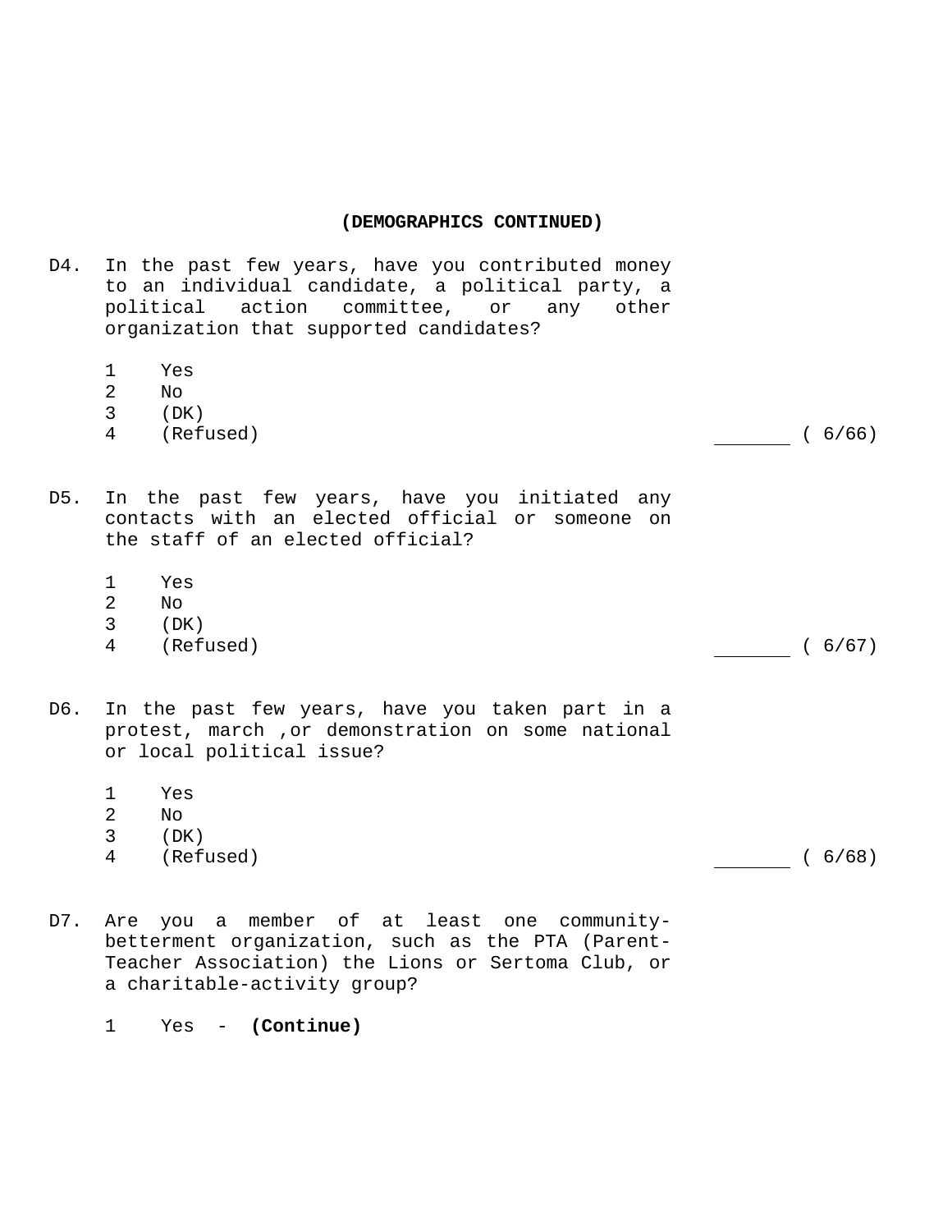**(DEMOGRAPHICS CONTINUED)**

D4. In the past few years, have you contributed money to an individual candidate, a political party, a political action committee, or any other organization that supported candidates?

1 Yes
2 No
3 (DK)
4 (Refused) _______ ( 6/66)

D5. In the past few years, have you initiated any contacts with an elected official or someone on the staff of an elected official?

1 Yes
2 No
3 (DK)
4 (Refused) _______ ( 6/67)

D6. In the past few years, have you taken part in a protest, march ,or demonstration on some national or local political issue?

1 Yes
2 No
3 (DK)
4 (Refused) _______ ( 6/68)

D7. Are you a member of at least one community-betterment organization, such as the PTA (Parent-Teacher Association) the Lions or Sertoma Club, or a charitable-activity group?

1 Yes - **(Continue)**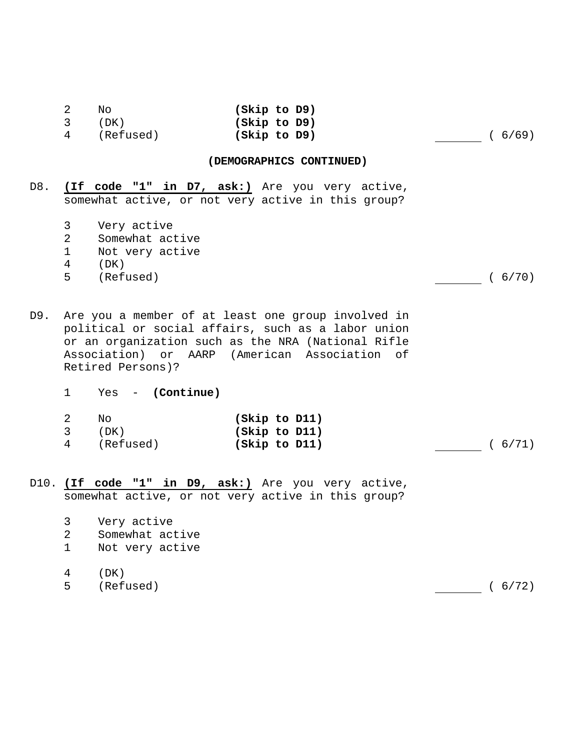2 No **(Skip to D9)**
3 (DK) **(Skip to D9)**
4 (Refused) **(Skip to D9)** _______ ( 6/69)

**(DEMOGRAPHICS CONTINUED)**

D8. **(If code "1" in D7, ask:)** Are you very active, somewhat active, or not very active in this group?

3 Very active
2 Somewhat active
1 Not very active
4 (DK)
5 (Refused) _______ ( 6/70)

D9. Are you a member of at least one group involved in political or social affairs, such as a labor union or an organization such as the NRA (National Rifle Association) or AARP (American Association of Retired Persons)?

1 Yes - **(Continue)**

2 No **(Skip to D11)**
3 (DK) **(Skip to D11)**
4 (Refused) **(Skip to D11)** _______ ( 6/71)

D10. **(If code "1" in D9, ask:)** Are you very active, somewhat active, or not very active in this group?

3 Very active
2 Somewhat active
1 Not very active

4 (DK)
5 (Refused) _______ ( 6/72)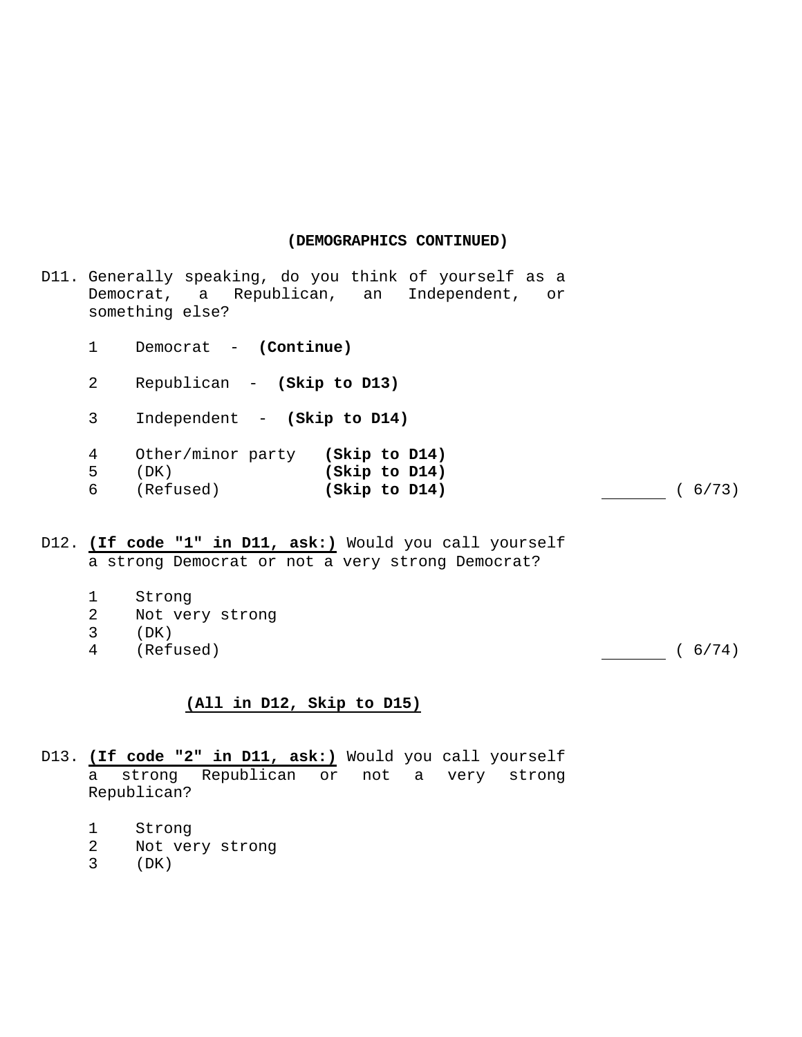**(DEMOGRAPHICS CONTINUED)**

D11. Generally speaking, do you think of yourself as a Democrat, a Republican, an Independent, or something else?

1 Democrat - **(Continue)**

2 Republican - **(Skip to D13)**

3 Independent - **(Skip to D14)**

4 Other/minor party **(Skip to D14)**
5 (DK) **(Skip to D14)**
6 (Refused) **(Skip to D14)** _______ ( 6/73)

D12. **(If code "1" in D11, ask:)** Would you call yourself a strong Democrat or not a very strong Democrat?

1 Strong
2 Not very strong
3 (DK)
4 (Refused) _______ ( 6/74)

**(All in D12, Skip to D15)**

D13. **(If code "2" in D11, ask:)** Would you call yourself a strong Republican or not a very strong Republican?

1 Strong
2 Not very strong
3 (DK)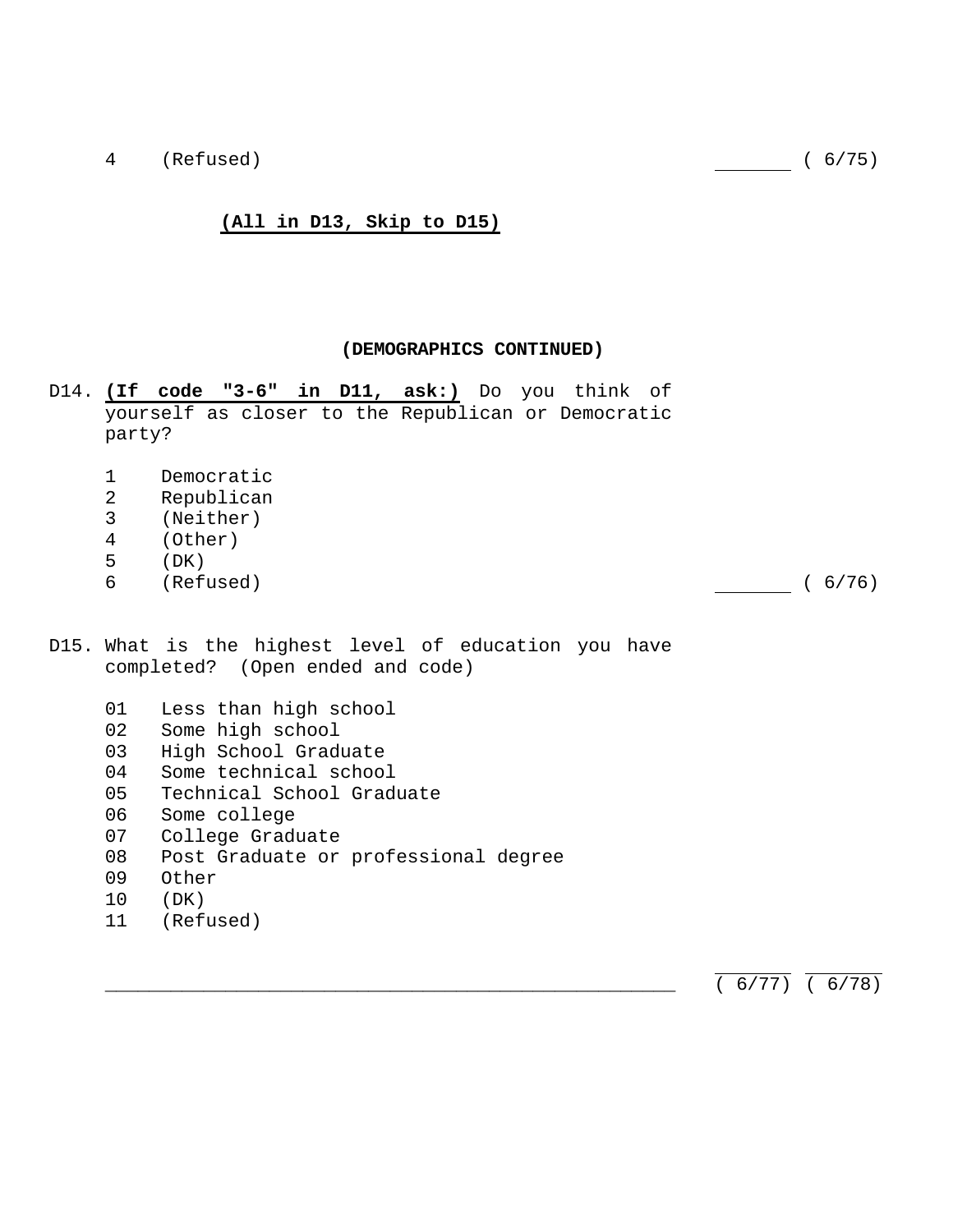4 (Refused) _______ ( 6/75)

**(All in D13, Skip to D15)**

**(DEMOGRAPHICS CONTINUED)**

D14. **(If code "3-6" in D11, ask:)** Do you think of yourself as closer to the Republican or Democratic party?

1 Democratic
2 Republican
3 (Neither)
4 (Other)
5 (DK)
6 (Refused) _______ ( 6/76)

D15. What is the highest level of education you have completed? (Open ended and code)

01 Less than high school
02 Some high school
03 High School Graduate
04 Some technical school
05 Technical School Graduate
06 Some college
07 College Graduate
08 Post Graduate or professional degree
09 Other
10 (DK)
11 (Refused)

_____________________________________________________ ( 6/77) ( 6/78)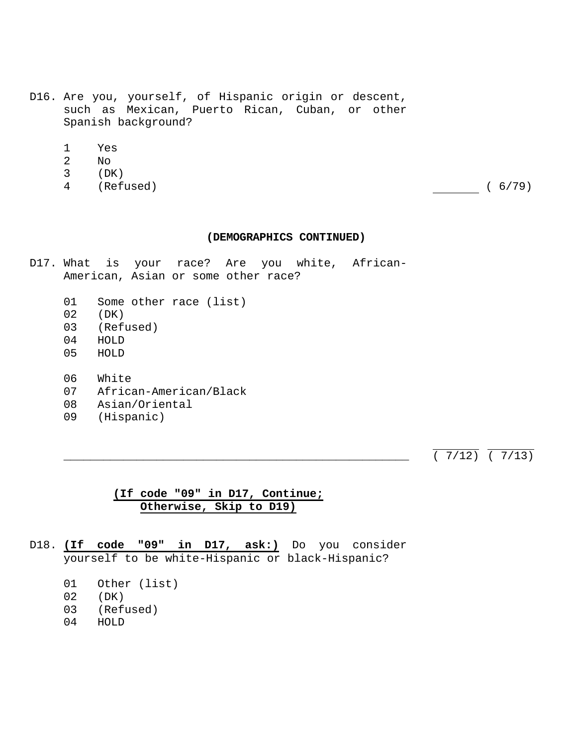D16. Are you, yourself, of Hispanic origin or descent, such as Mexican, Puerto Rican, Cuban, or other Spanish background?

1 Yes
2 No
3 (DK)
4 (Refused)

_______ ( 6/79)

**(DEMOGRAPHICS CONTINUED)**

D17. What is your race? Are you white, African-American, Asian or some other race?

01 Some other race (list)
02 (DK)
03 (Refused)
04 HOLD
05 HOLD

06 White
07 African-American/Black
08 Asian/Oriental
09 (Hispanic)

_____________________________________________________ ( 7/12) ( 7/13)

**(If code "09" in D17, Continue; Otherwise, Skip to D19)**

D18. **(If code "09" in D17, ask:)** Do you consider yourself to be white-Hispanic or black-Hispanic?

01 Other (list)
02 (DK)
03 (Refused)
04 HOLD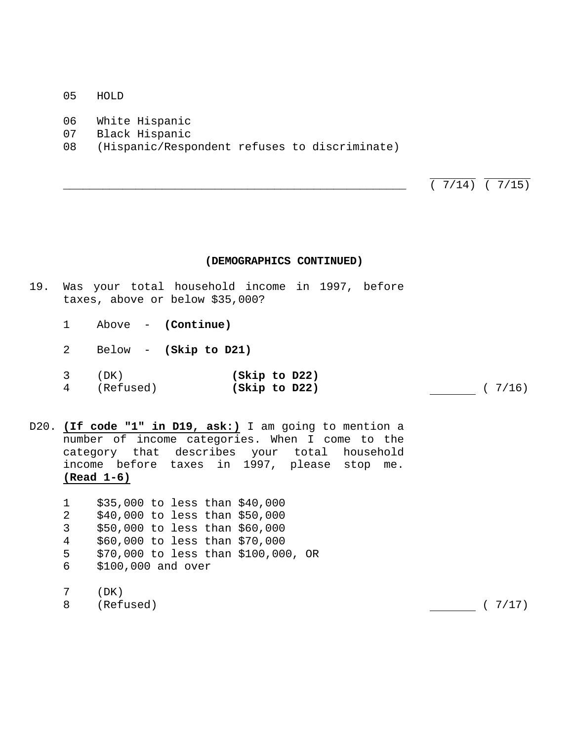05 HOLD

06 White Hispanic
07 Black Hispanic
08 (Hispanic/Respondent refuses to discriminate)

______________________________________________________ ( 7/14) ( 7/15)

**(DEMOGRAPHICS CONTINUED)**

19. Was your total household income in 1997, before taxes, above or below $35,000?

1 Above - **(Continue)**

2 Below - **(Skip to D21)**

3 (DK) **(Skip to D22)**
4 (Refused) **(Skip to D22)** _______ ( 7/16)

D20. **(If code "1" in D19, ask:)** I am going to mention a number of income categories. When I come to the category that describes your total household income before taxes in 1997, please stop me. **(Read 1-6)**

1 $35,000 to less than $40,000
2 $40,000 to less than $50,000
3 $50,000 to less than $60,000
4 $60,000 to less than $70,000
5 $70,000 to less than $100,000, OR
6 $100,000 and over

7 (DK)
8 (Refused) _______ ( 7/17)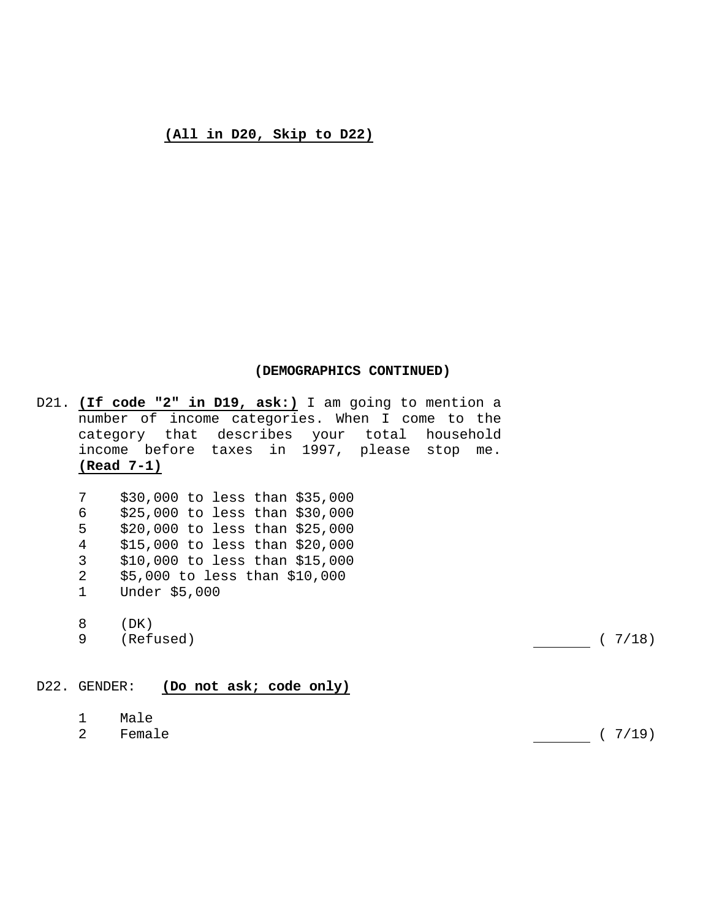**(All in D20, Skip to D22)**

**(DEMOGRAPHICS CONTINUED)**

D21. **(If code "2" in D19, ask:)** I am going to mention a number of income categories. When I come to the category that describes your total household income before taxes in 1997, please stop me. **(Read 7-1)**

7 $30,000 to less than $35,000
6 $25,000 to less than $30,000
5 $20,000 to less than $25,000
4 $15,000 to less than $20,000
3 $10,000 to less than $15,000
2 $5,000 to less than $10,000
1 Under $5,000

8 (DK)
9 (Refused) \_\_\_\_\_\_\_ ( 7/18)

D22. GENDER: **(Do not ask; code only)**

1 Male
2 Female \_\_\_\_\_\_\_ ( 7/19)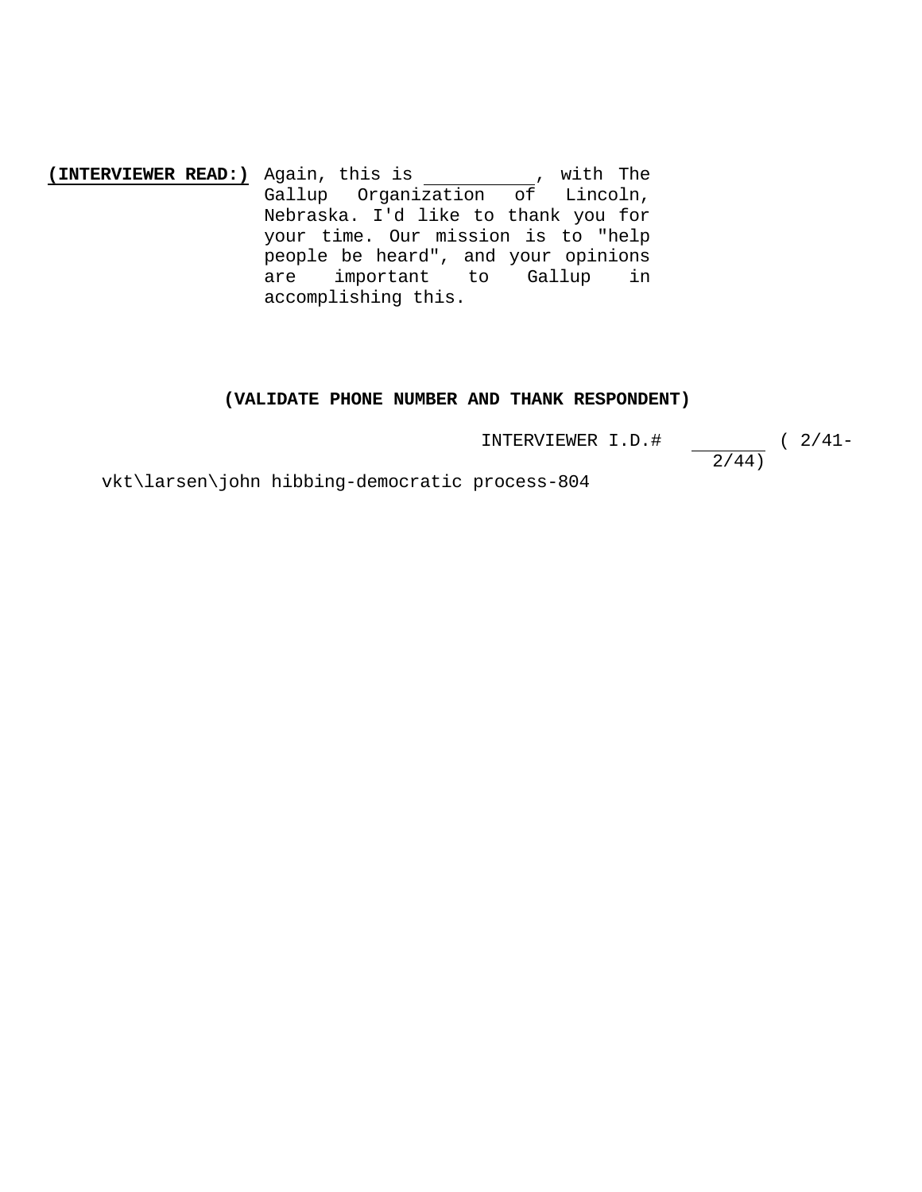**(INTERVIEWER READ:)** Again, this is __________, with The Gallup Organization of Lincoln, Nebraska. I'd like to thank you for your time. Our mission is to "help people be heard", and your opinions are important to Gallup in accomplishing this.

**(VALIDATE PHONE NUMBER AND THANK RESPONDENT)**

INTERVIEWER I.D.# ________ ( 2/41-2/44)

vkt\larsen\john hibbing-democratic process-804